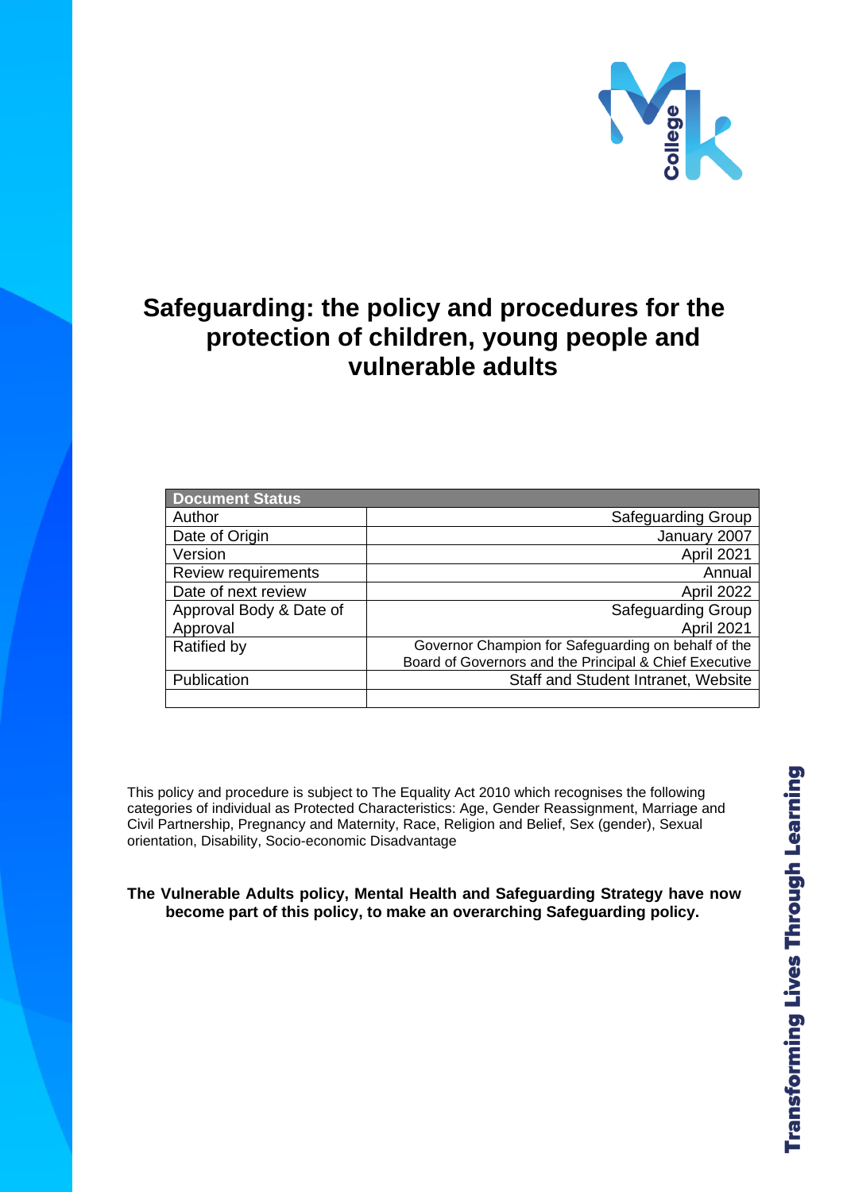# Safeguarding: the policy and procedures for the protection of children, young people and vulnerable adults

| Document Status | |
|---|---|
| Author | Safeguarding Group |
| Date of Origin | January 2007 |
| Version | April 2021 |
| Review requirements | Annual |
| Date of next review | April 2022 |
| Approval Body & Date of Approval | Safeguarding Group April 2021 |
| Ratified by | Governor Champion for Safeguarding on behalf of the Board of Governors and the Principal & Chief Executive |
| Publication | Staff and Student Intranet, Website |
| | |

This policy and procedure is subject to The Equality Act 2010 which recognises the following categories of individual as Protected Characteristics: Age, Gender Reassignment, Marriage and Civil Partnership, Pregnancy and Maternity, Race, Religion and Belief, Sex (gender), Sexual orientation, Disability, Socio-economic Disadvantage

**The Vulnerable Adults policy, Mental Health and Safeguarding Strategy have now become part of this policy, to make an overarching Safeguarding policy.**

Transforming Lives Through Learning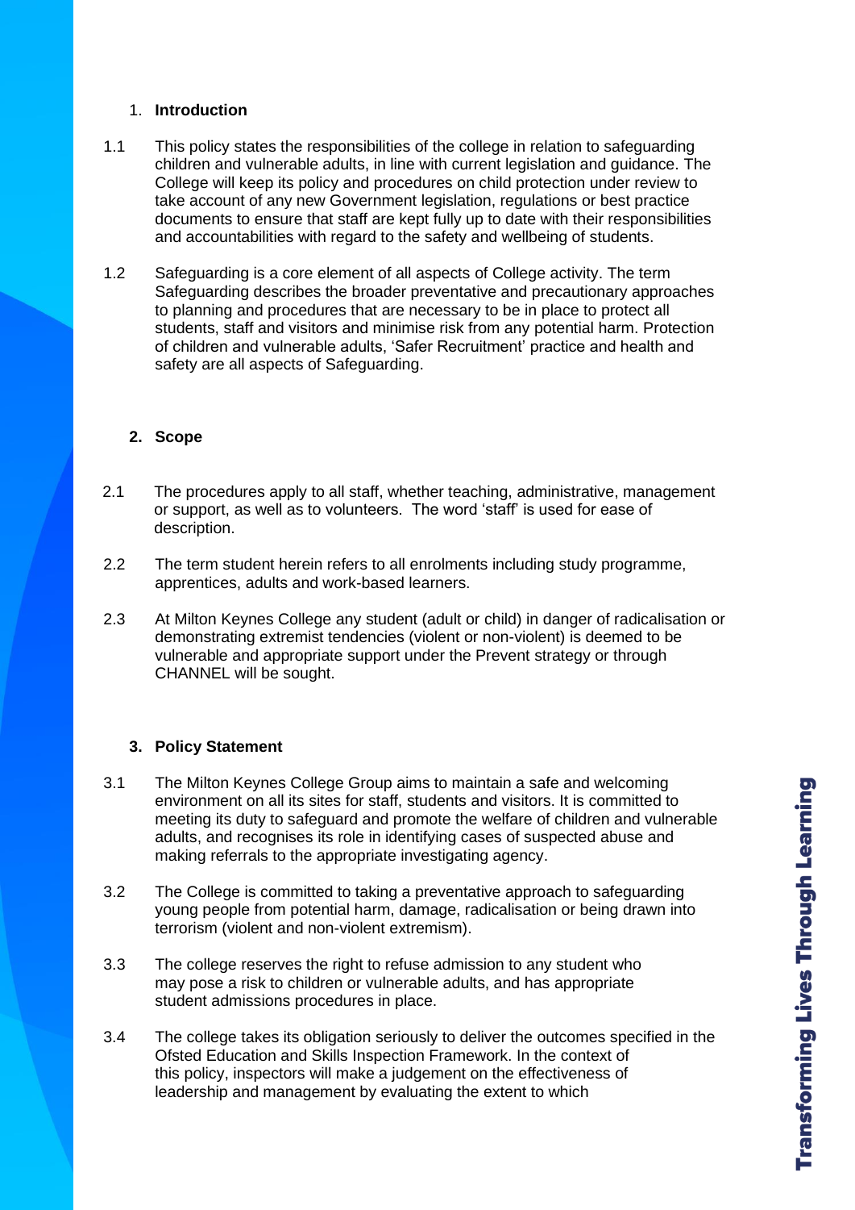## 1. Introduction

1.1 This policy states the responsibilities of the college in relation to safeguarding children and vulnerable adults, in line with current legislation and guidance. The College will keep its policy and procedures on child protection under review to take account of any new Government legislation, regulations or best practice documents to ensure that staff are kept fully up to date with their responsibilities and accountabilities with regard to the safety and wellbeing of students.

1.2 Safeguarding is a core element of all aspects of College activity. The term Safeguarding describes the broader preventative and precautionary approaches to planning and procedures that are necessary to be in place to protect all students, staff and visitors and minimise risk from any potential harm. Protection of children and vulnerable adults, 'Safer Recruitment' practice and health and safety are all aspects of Safeguarding.

## 2. Scope

2.1 The procedures apply to all staff, whether teaching, administrative, management or support, as well as to volunteers. The word 'staff' is used for ease of description.

2.2 The term student herein refers to all enrolments including study programme, apprentices, adults and work-based learners.

2.3 At Milton Keynes College any student (adult or child) in danger of radicalisation or demonstrating extremist tendencies (violent or non-violent) is deemed to be vulnerable and appropriate support under the Prevent strategy or through CHANNEL will be sought.

## 3. Policy Statement

3.1 The Milton Keynes College Group aims to maintain a safe and welcoming environment on all its sites for staff, students and visitors. It is committed to meeting its duty to safeguard and promote the welfare of children and vulnerable adults, and recognises its role in identifying cases of suspected abuse and making referrals to the appropriate investigating agency.

3.2 The College is committed to taking a preventative approach to safeguarding young people from potential harm, damage, radicalisation or being drawn into terrorism (violent and non-violent extremism).

3.3 The college reserves the right to refuse admission to any student who may pose a risk to children or vulnerable adults, and has appropriate student admissions procedures in place.

3.4 The college takes its obligation seriously to deliver the outcomes specified in the Ofsted Education and Skills Inspection Framework. In the context of this policy, inspectors will make a judgement on the effectiveness of leadership and management by evaluating the extent to which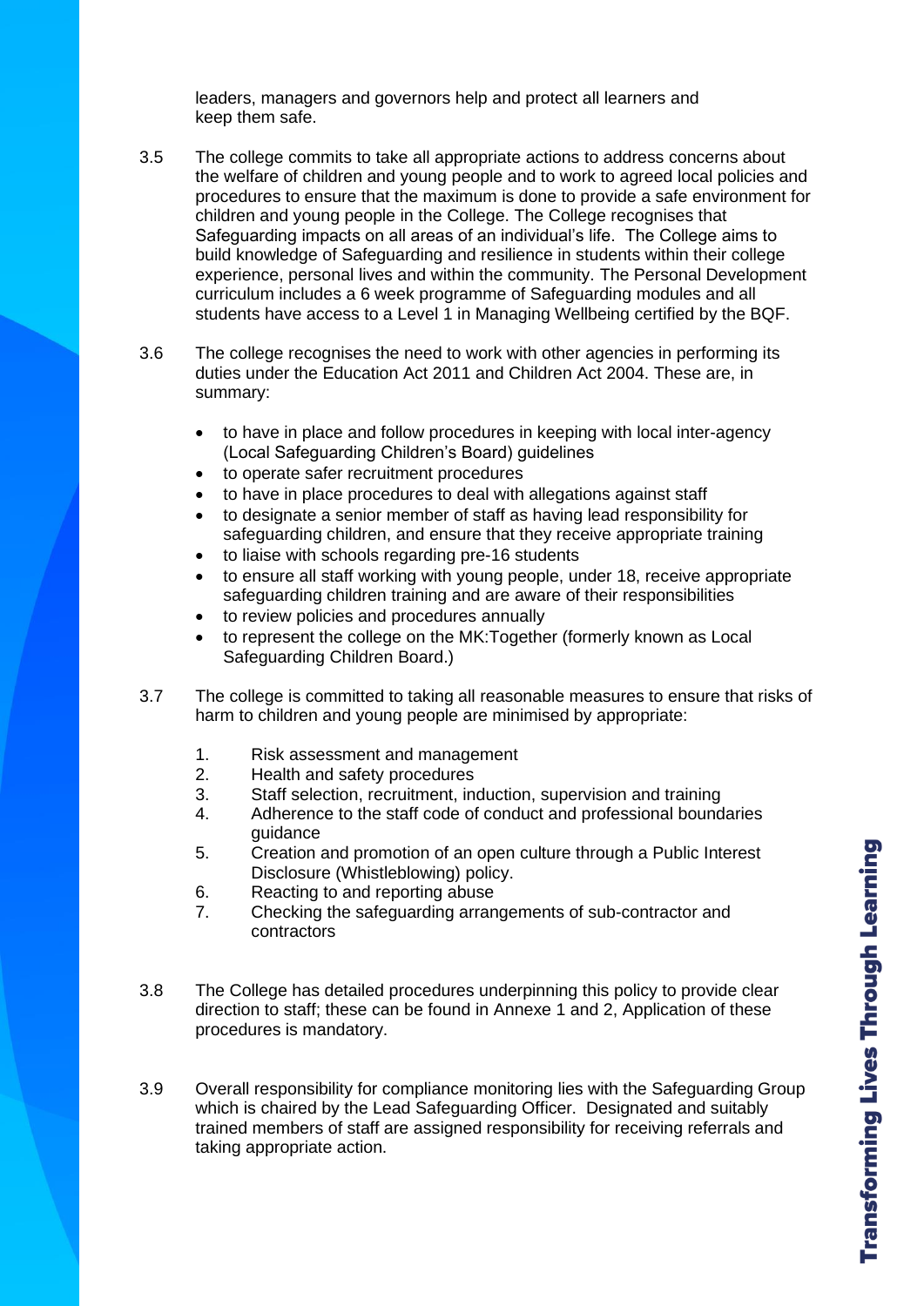leaders, managers and governors help and protect all learners and keep them safe.

3.5 The college commits to take all appropriate actions to address concerns about the welfare of children and young people and to work to agreed local policies and procedures to ensure that the maximum is done to provide a safe environment for children and young people in the College. The College recognises that Safeguarding impacts on all areas of an individual's life. The College aims to build knowledge of Safeguarding and resilience in students within their college experience, personal lives and within the community. The Personal Development curriculum includes a 6 week programme of Safeguarding modules and all students have access to a Level 1 in Managing Wellbeing certified by the BQF.

3.6 The college recognises the need to work with other agencies in performing its duties under the Education Act 2011 and Children Act 2004. These are, in summary:

- to have in place and follow procedures in keeping with local inter-agency (Local Safeguarding Children's Board) guidelines
- to operate safer recruitment procedures
- to have in place procedures to deal with allegations against staff
- to designate a senior member of staff as having lead responsibility for safeguarding children, and ensure that they receive appropriate training
- to liaise with schools regarding pre-16 students
- to ensure all staff working with young people, under 18, receive appropriate safeguarding children training and are aware of their responsibilities
- to review policies and procedures annually
- to represent the college on the MK:Together (formerly known as Local Safeguarding Children Board.)

3.7 The college is committed to taking all reasonable measures to ensure that risks of harm to children and young people are minimised by appropriate:

1. Risk assessment and management
2. Health and safety procedures
3. Staff selection, recruitment, induction, supervision and training
4. Adherence to the staff code of conduct and professional boundaries guidance
5. Creation and promotion of an open culture through a Public Interest Disclosure (Whistleblowing) policy.
6. Reacting to and reporting abuse
7. Checking the safeguarding arrangements of sub-contractor and contractors

3.8 The College has detailed procedures underpinning this policy to provide clear direction to staff; these can be found in Annexe 1 and 2, Application of these procedures is mandatory.

3.9 Overall responsibility for compliance monitoring lies with the Safeguarding Group which is chaired by the Lead Safeguarding Officer. Designated and suitably trained members of staff are assigned responsibility for receiving referrals and taking appropriate action.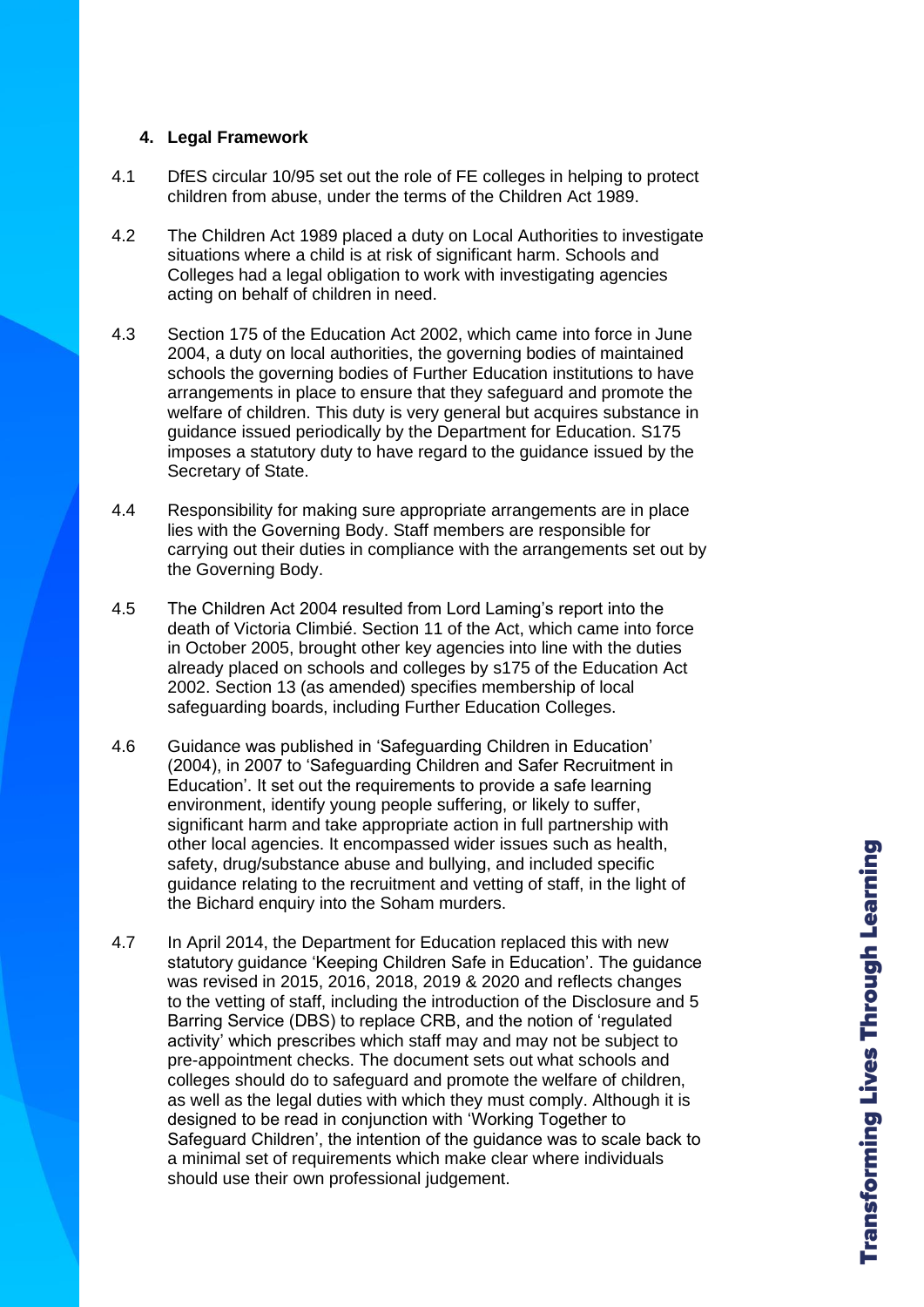## 4. Legal Framework

4.1 DfES circular 10/95 set out the role of FE colleges in helping to protect children from abuse, under the terms of the Children Act 1989.

4.2 The Children Act 1989 placed a duty on Local Authorities to investigate situations where a child is at risk of significant harm. Schools and Colleges had a legal obligation to work with investigating agencies acting on behalf of children in need.

4.3 Section 175 of the Education Act 2002, which came into force in June 2004, a duty on local authorities, the governing bodies of maintained schools the governing bodies of Further Education institutions to have arrangements in place to ensure that they safeguard and promote the welfare of children. This duty is very general but acquires substance in guidance issued periodically by the Department for Education. S175 imposes a statutory duty to have regard to the guidance issued by the Secretary of State.

4.4 Responsibility for making sure appropriate arrangements are in place lies with the Governing Body. Staff members are responsible for carrying out their duties in compliance with the arrangements set out by the Governing Body.

4.5 The Children Act 2004 resulted from Lord Laming's report into the death of Victoria Climbié. Section 11 of the Act, which came into force in October 2005, brought other key agencies into line with the duties already placed on schools and colleges by s175 of the Education Act 2002. Section 13 (as amended) specifies membership of local safeguarding boards, including Further Education Colleges.

4.6 Guidance was published in 'Safeguarding Children in Education' (2004), in 2007 to 'Safeguarding Children and Safer Recruitment in Education'. It set out the requirements to provide a safe learning environment, identify young people suffering, or likely to suffer, significant harm and take appropriate action in full partnership with other local agencies. It encompassed wider issues such as health, safety, drug/substance abuse and bullying, and included specific guidance relating to the recruitment and vetting of staff, in the light of the Bichard enquiry into the Soham murders.

4.7 In April 2014, the Department for Education replaced this with new statutory guidance 'Keeping Children Safe in Education'. The guidance was revised in 2015, 2016, 2018, 2019 & 2020 and reflects changes to the vetting of staff, including the introduction of the Disclosure and 5 Barring Service (DBS) to replace CRB, and the notion of 'regulated activity' which prescribes which staff may and may not be subject to pre-appointment checks. The document sets out what schools and colleges should do to safeguard and promote the welfare of children, as well as the legal duties with which they must comply. Although it is designed to be read in conjunction with 'Working Together to Safeguard Children', the intention of the guidance was to scale back to a minimal set of requirements which make clear where individuals should use their own professional judgement.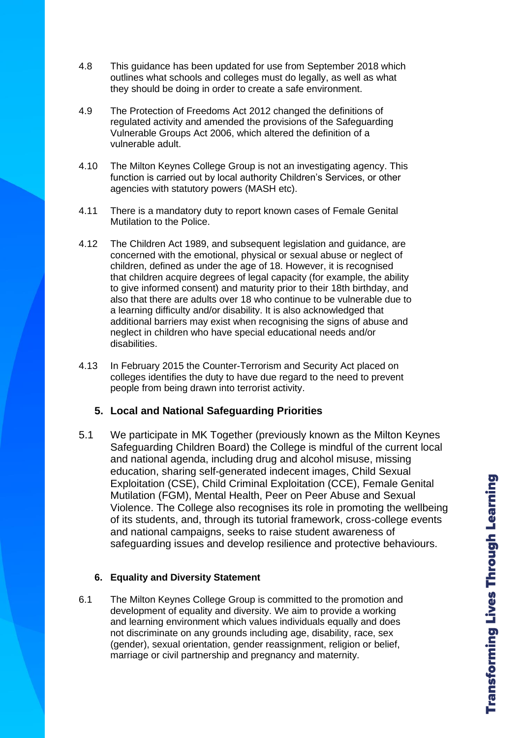4.8 This guidance has been updated for use from September 2018 which outlines what schools and colleges must do legally, as well as what they should be doing in order to create a safe environment.

4.9 The Protection of Freedoms Act 2012 changed the definitions of regulated activity and amended the provisions of the Safeguarding Vulnerable Groups Act 2006, which altered the definition of a vulnerable adult.

4.10 The Milton Keynes College Group is not an investigating agency. This function is carried out by local authority Children's Services, or other agencies with statutory powers (MASH etc).

4.11 There is a mandatory duty to report known cases of Female Genital Mutilation to the Police.

4.12 The Children Act 1989, and subsequent legislation and guidance, are concerned with the emotional, physical or sexual abuse or neglect of children, defined as under the age of 18. However, it is recognised that children acquire degrees of legal capacity (for example, the ability to give informed consent) and maturity prior to their 18th birthday, and also that there are adults over 18 who continue to be vulnerable due to a learning difficulty and/or disability. It is also acknowledged that additional barriers may exist when recognising the signs of abuse and neglect in children who have special educational needs and/or disabilities.

4.13 In February 2015 the Counter-Terrorism and Security Act placed on colleges identifies the duty to have due regard to the need to prevent people from being drawn into terrorist activity.

## 5. Local and National Safeguarding Priorities

5.1 We participate in MK Together (previously known as the Milton Keynes Safeguarding Children Board) the College is mindful of the current local and national agenda, including drug and alcohol misuse, missing education, sharing self-generated indecent images, Child Sexual Exploitation (CSE), Child Criminal Exploitation (CCE), Female Genital Mutilation (FGM), Mental Health, Peer on Peer Abuse and Sexual Violence. The College also recognises its role in promoting the wellbeing of its students, and, through its tutorial framework, cross-college events and national campaigns, seeks to raise student awareness of safeguarding issues and develop resilience and protective behaviours.

## 6. Equality and Diversity Statement

6.1 The Milton Keynes College Group is committed to the promotion and development of equality and diversity. We aim to provide a working and learning environment which values individuals equally and does not discriminate on any grounds including age, disability, race, sex (gender), sexual orientation, gender reassignment, religion or belief, marriage or civil partnership and pregnancy and maternity.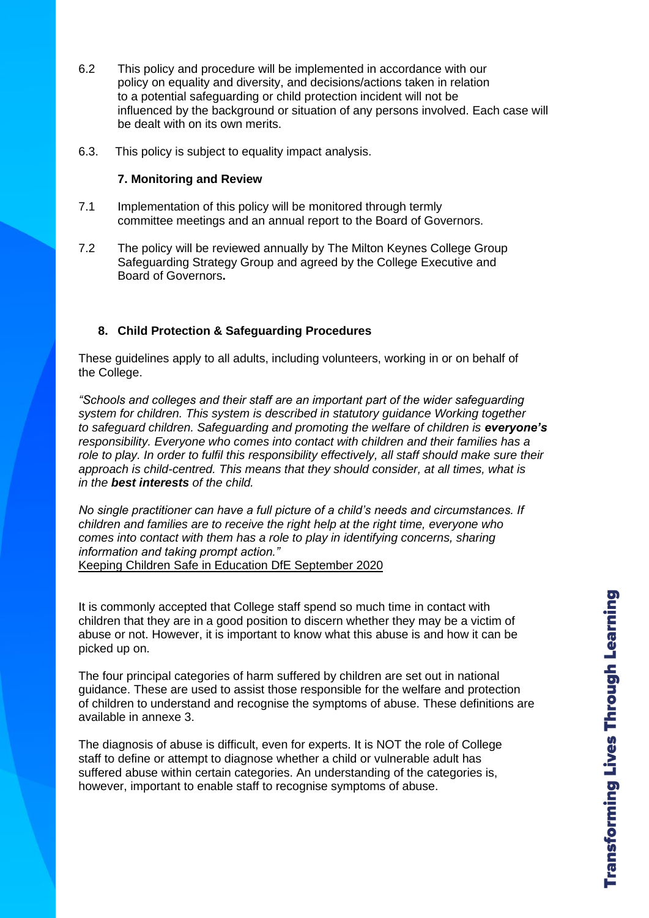6.2 This policy and procedure will be implemented in accordance with our policy on equality and diversity, and decisions/actions taken in relation to a potential safeguarding or child protection incident will not be influenced by the background or situation of any persons involved. Each case will be dealt with on its own merits.

6.3. This policy is subject to equality impact analysis.

### 7. Monitoring and Review

7.1 Implementation of this policy will be monitored through termly committee meetings and an annual report to the Board of Governors.

7.2 The policy will be reviewed annually by The Milton Keynes College Group Safeguarding Strategy Group and agreed by the College Executive and Board of Governors**.**

## 8. Child Protection & Safeguarding Procedures

These guidelines apply to all adults, including volunteers, working in or on behalf of the College.

*"Schools and colleges and their staff are an important part of the wider safeguarding system for children. This system is described in statutory guidance Working together to safeguard children. Safeguarding and promoting the welfare of children is* ***everyone's*** *responsibility. Everyone who comes into contact with children and their families has a role to play. In order to fulfil this responsibility effectively, all staff should make sure their approach is child-centred. This means that they should consider, at all times, what is in the* ***best interests*** *of the child.*

*No single practitioner can have a full picture of a child's needs and circumstances. If children and families are to receive the right help at the right time, everyone who comes into contact with them has a role to play in identifying concerns, sharing information and taking prompt action."*
Keeping Children Safe in Education DfE September 2020

It is commonly accepted that College staff spend so much time in contact with children that they are in a good position to discern whether they may be a victim of abuse or not. However, it is important to know what this abuse is and how it can be picked up on.

The four principal categories of harm suffered by children are set out in national guidance. These are used to assist those responsible for the welfare and protection of children to understand and recognise the symptoms of abuse. These definitions are available in annexe 3.

The diagnosis of abuse is difficult, even for experts. It is NOT the role of College staff to define or attempt to diagnose whether a child or vulnerable adult has suffered abuse within certain categories. An understanding of the categories is, however, important to enable staff to recognise symptoms of abuse.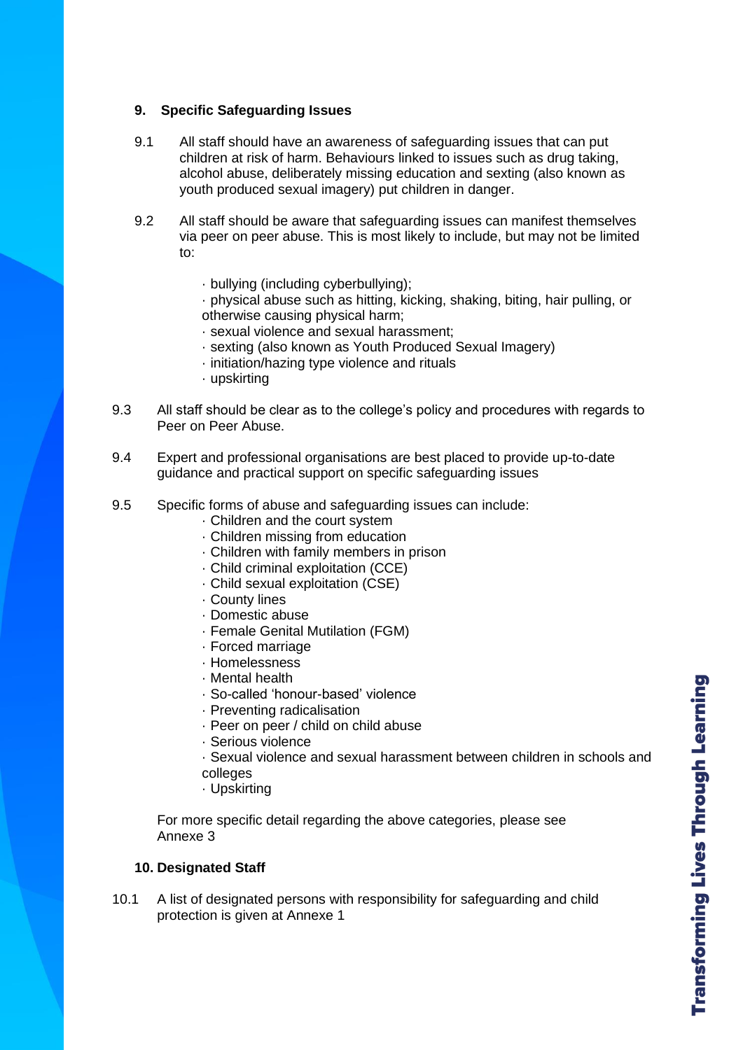## 9. Specific Safeguarding Issues

9.1 All staff should have an awareness of safeguarding issues that can put children at risk of harm. Behaviours linked to issues such as drug taking, alcohol abuse, deliberately missing education and sexting (also known as youth produced sexual imagery) put children in danger.

9.2 All staff should be aware that safeguarding issues can manifest themselves via peer on peer abuse. This is most likely to include, but may not be limited to:

- bullying (including cyberbullying);
- physical abuse such as hitting, kicking, shaking, biting, hair pulling, or otherwise causing physical harm;
- sexual violence and sexual harassment;
- sexting (also known as Youth Produced Sexual Imagery)
- initiation/hazing type violence and rituals
- upskirting

9.3 All staff should be clear as to the college's policy and procedures with regards to Peer on Peer Abuse.

9.4 Expert and professional organisations are best placed to provide up-to-date guidance and practical support on specific safeguarding issues

9.5 Specific forms of abuse and safeguarding issues can include:

- Children and the court system
- Children missing from education
- Children with family members in prison
- Child criminal exploitation (CCE)
- Child sexual exploitation (CSE)
- County lines
- Domestic abuse
- Female Genital Mutilation (FGM)
- Forced marriage
- Homelessness
- Mental health
- So-called 'honour-based' violence
- Preventing radicalisation
- Peer on peer / child on child abuse
- Serious violence
- Sexual violence and sexual harassment between children in schools and colleges
- Upskirting

For more specific detail regarding the above categories, please see Annexe 3

## 10. Designated Staff

10.1 A list of designated persons with responsibility for safeguarding and child protection is given at Annexe 1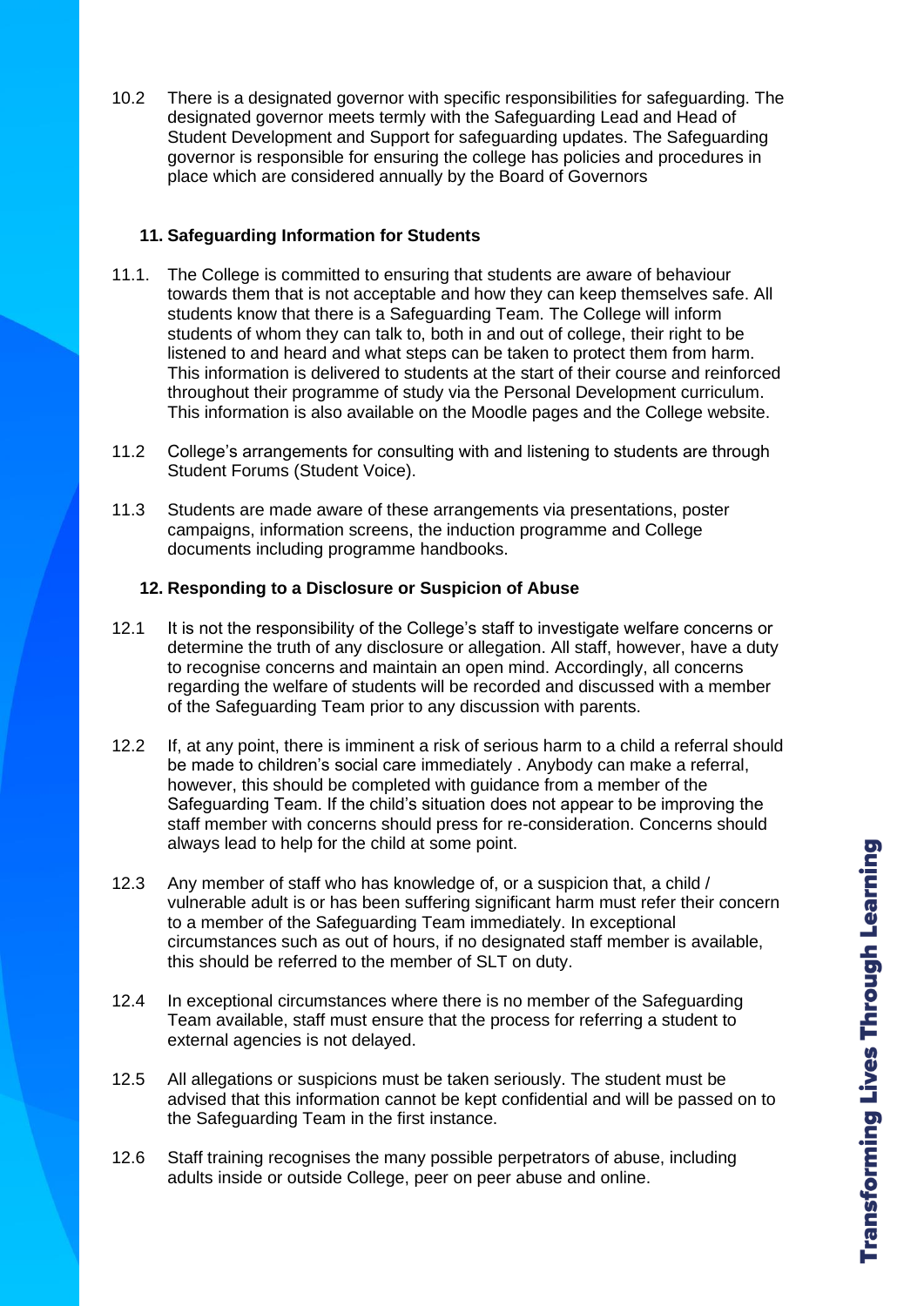10.2 There is a designated governor with specific responsibilities for safeguarding. The designated governor meets termly with the Safeguarding Lead and Head of Student Development and Support for safeguarding updates. The Safeguarding governor is responsible for ensuring the college has policies and procedures in place which are considered annually by the Board of Governors

## 11. Safeguarding Information for Students

11.1. The College is committed to ensuring that students are aware of behaviour towards them that is not acceptable and how they can keep themselves safe. All students know that there is a Safeguarding Team. The College will inform students of whom they can talk to, both in and out of college, their right to be listened to and heard and what steps can be taken to protect them from harm. This information is delivered to students at the start of their course and reinforced throughout their programme of study via the Personal Development curriculum. This information is also available on the Moodle pages and the College website.

11.2 College's arrangements for consulting with and listening to students are through Student Forums (Student Voice).

11.3 Students are made aware of these arrangements via presentations, poster campaigns, information screens, the induction programme and College documents including programme handbooks.

## 12. Responding to a Disclosure or Suspicion of Abuse

12.1 It is not the responsibility of the College's staff to investigate welfare concerns or determine the truth of any disclosure or allegation. All staff, however, have a duty to recognise concerns and maintain an open mind. Accordingly, all concerns regarding the welfare of students will be recorded and discussed with a member of the Safeguarding Team prior to any discussion with parents.

12.2 If, at any point, there is imminent a risk of serious harm to a child a referral should be made to children's social care immediately . Anybody can make a referral, however, this should be completed with guidance from a member of the Safeguarding Team. If the child's situation does not appear to be improving the staff member with concerns should press for re-consideration. Concerns should always lead to help for the child at some point.

12.3 Any member of staff who has knowledge of, or a suspicion that, a child / vulnerable adult is or has been suffering significant harm must refer their concern to a member of the Safeguarding Team immediately. In exceptional circumstances such as out of hours, if no designated staff member is available, this should be referred to the member of SLT on duty.

12.4 In exceptional circumstances where there is no member of the Safeguarding Team available, staff must ensure that the process for referring a student to external agencies is not delayed.

12.5 All allegations or suspicions must be taken seriously. The student must be advised that this information cannot be kept confidential and will be passed on to the Safeguarding Team in the first instance.

12.6 Staff training recognises the many possible perpetrators of abuse, including adults inside or outside College, peer on peer abuse and online.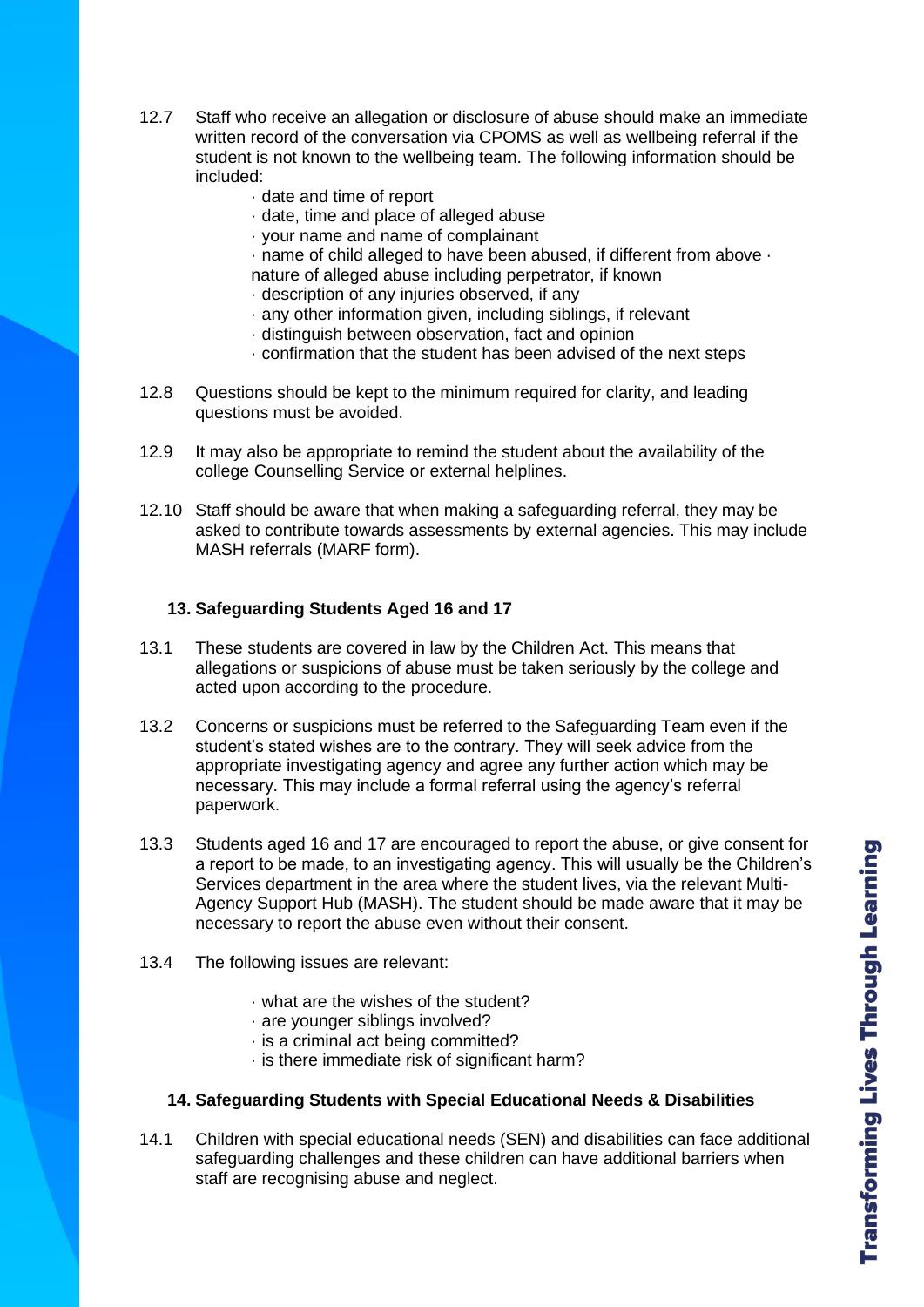12.7 Staff who receive an allegation or disclosure of abuse should make an immediate written record of the conversation via CPOMS as well as wellbeing referral if the student is not known to the wellbeing team. The following information should be included:

- date and time of report
- date, time and place of alleged abuse
- your name and name of complainant
- name of child alleged to have been abused, if different from above · nature of alleged abuse including perpetrator, if known
- description of any injuries observed, if any
- any other information given, including siblings, if relevant
- distinguish between observation, fact and opinion
- confirmation that the student has been advised of the next steps

12.8 Questions should be kept to the minimum required for clarity, and leading questions must be avoided.

12.9 It may also be appropriate to remind the student about the availability of the college Counselling Service or external helplines.

12.10 Staff should be aware that when making a safeguarding referral, they may be asked to contribute towards assessments by external agencies. This may include MASH referrals (MARF form).

## 13. Safeguarding Students Aged 16 and 17

13.1 These students are covered in law by the Children Act. This means that allegations or suspicions of abuse must be taken seriously by the college and acted upon according to the procedure.

13.2 Concerns or suspicions must be referred to the Safeguarding Team even if the student's stated wishes are to the contrary. They will seek advice from the appropriate investigating agency and agree any further action which may be necessary. This may include a formal referral using the agency's referral paperwork.

13.3 Students aged 16 and 17 are encouraged to report the abuse, or give consent for a report to be made, to an investigating agency. This will usually be the Children's Services department in the area where the student lives, via the relevant Multi-Agency Support Hub (MASH). The student should be made aware that it may be necessary to report the abuse even without their consent.

13.4 The following issues are relevant:

- what are the wishes of the student?
- are younger siblings involved?
- is a criminal act being committed?
- is there immediate risk of significant harm?

## 14. Safeguarding Students with Special Educational Needs & Disabilities

14.1 Children with special educational needs (SEN) and disabilities can face additional safeguarding challenges and these children can have additional barriers when staff are recognising abuse and neglect.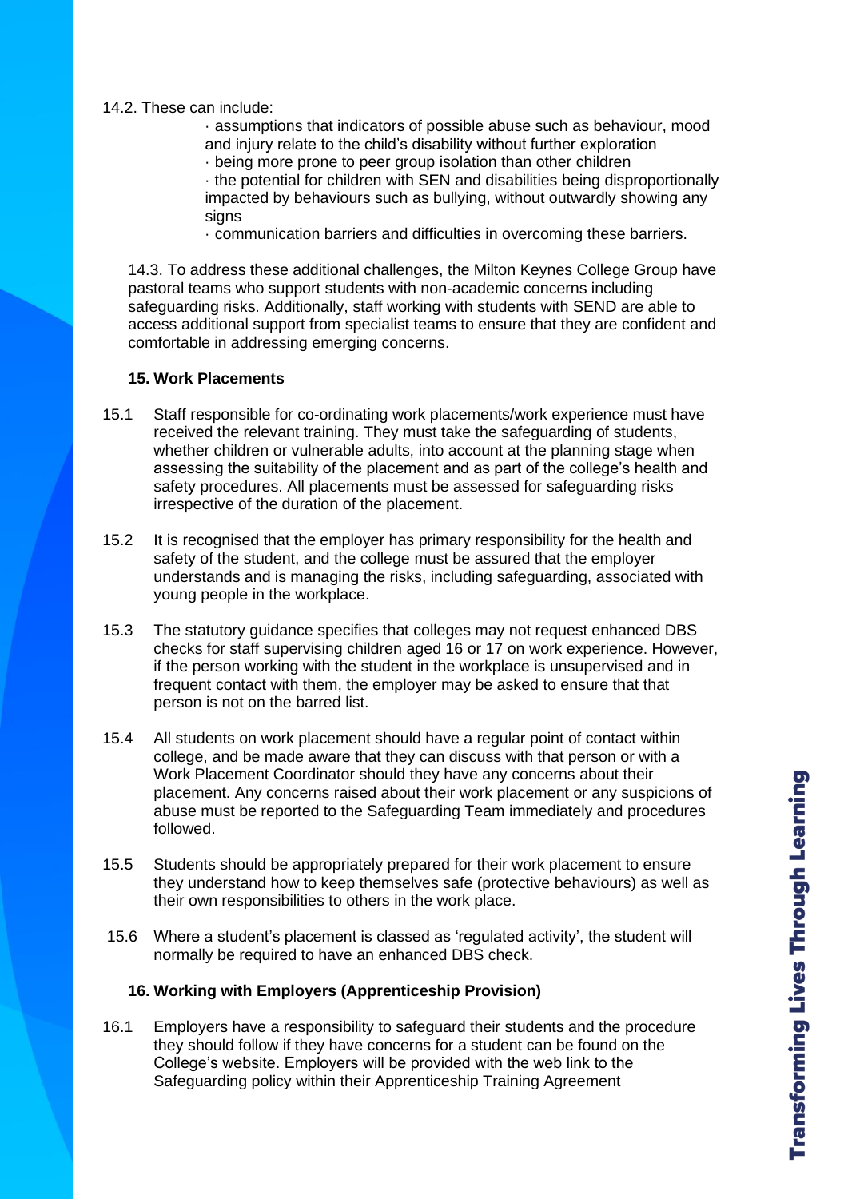14.2. These can include:

- assumptions that indicators of possible abuse such as behaviour, mood and injury relate to the child's disability without further exploration
- being more prone to peer group isolation than other children
- the potential for children with SEN and disabilities being disproportionally impacted by behaviours such as bullying, without outwardly showing any signs
- communication barriers and difficulties in overcoming these barriers.

14.3. To address these additional challenges, the Milton Keynes College Group have pastoral teams who support students with non-academic concerns including safeguarding risks. Additionally, staff working with students with SEND are able to access additional support from specialist teams to ensure that they are confident and comfortable in addressing emerging concerns.

## 15. Work Placements

15.1 Staff responsible for co-ordinating work placements/work experience must have received the relevant training. They must take the safeguarding of students, whether children or vulnerable adults, into account at the planning stage when assessing the suitability of the placement and as part of the college's health and safety procedures. All placements must be assessed for safeguarding risks irrespective of the duration of the placement.

15.2 It is recognised that the employer has primary responsibility for the health and safety of the student, and the college must be assured that the employer understands and is managing the risks, including safeguarding, associated with young people in the workplace.

15.3 The statutory guidance specifies that colleges may not request enhanced DBS checks for staff supervising children aged 16 or 17 on work experience. However, if the person working with the student in the workplace is unsupervised and in frequent contact with them, the employer may be asked to ensure that that person is not on the barred list.

15.4 All students on work placement should have a regular point of contact within college, and be made aware that they can discuss with that person or with a Work Placement Coordinator should they have any concerns about their placement. Any concerns raised about their work placement or any suspicions of abuse must be reported to the Safeguarding Team immediately and procedures followed.

15.5 Students should be appropriately prepared for their work placement to ensure they understand how to keep themselves safe (protective behaviours) as well as their own responsibilities to others in the work place.

15.6 Where a student's placement is classed as 'regulated activity', the student will normally be required to have an enhanced DBS check.

## 16. Working with Employers (Apprenticeship Provision)

16.1 Employers have a responsibility to safeguard their students and the procedure they should follow if they have concerns for a student can be found on the College's website. Employers will be provided with the web link to the Safeguarding policy within their Apprenticeship Training Agreement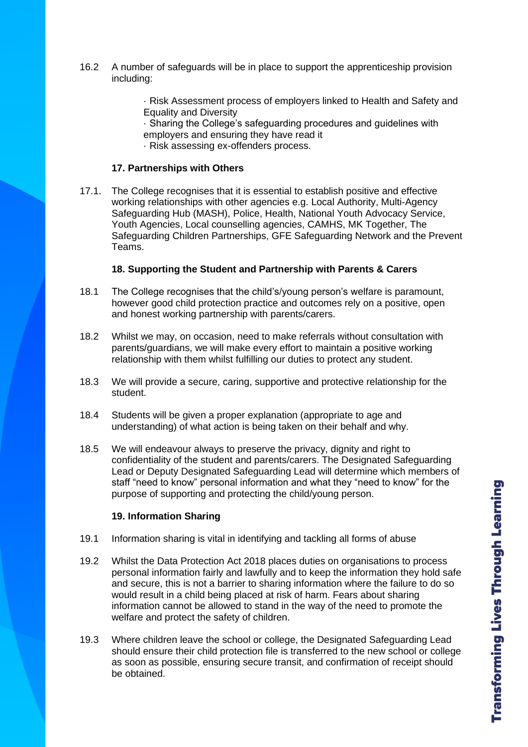16.2 A number of safeguards will be in place to support the apprenticeship provision including:

- Risk Assessment process of employers linked to Health and Safety and Equality and Diversity
- Sharing the College's safeguarding procedures and guidelines with employers and ensuring they have read it
- Risk assessing ex-offenders process.

**17. Partnerships with Others**

17.1. The College recognises that it is essential to establish positive and effective working relationships with other agencies e.g. Local Authority, Multi-Agency Safeguarding Hub (MASH), Police, Health, National Youth Advocacy Service, Youth Agencies, Local counselling agencies, CAMHS, MK Together, The Safeguarding Children Partnerships, GFE Safeguarding Network and the Prevent Teams.

**18. Supporting the Student and Partnership with Parents & Carers**

18.1 The College recognises that the child's/young person's welfare is paramount, however good child protection practice and outcomes rely on a positive, open and honest working partnership with parents/carers.

18.2 Whilst we may, on occasion, need to make referrals without consultation with parents/guardians, we will make every effort to maintain a positive working relationship with them whilst fulfilling our duties to protect any student.

18.3 We will provide a secure, caring, supportive and protective relationship for the student.

18.4 Students will be given a proper explanation (appropriate to age and understanding) of what action is being taken on their behalf and why.

18.5 We will endeavour always to preserve the privacy, dignity and right to confidentiality of the student and parents/carers. The Designated Safeguarding Lead or Deputy Designated Safeguarding Lead will determine which members of staff "need to know" personal information and what they "need to know" for the purpose of supporting and protecting the child/young person.

**19. Information Sharing**

19.1 Information sharing is vital in identifying and tackling all forms of abuse

19.2 Whilst the Data Protection Act 2018 places duties on organisations to process personal information fairly and lawfully and to keep the information they hold safe and secure, this is not a barrier to sharing information where the failure to do so would result in a child being placed at risk of harm. Fears about sharing information cannot be allowed to stand in the way of the need to promote the welfare and protect the safety of children.

19.3 Where children leave the school or college, the Designated Safeguarding Lead should ensure their child protection file is transferred to the new school or college as soon as possible, ensuring secure transit, and confirmation of receipt should be obtained.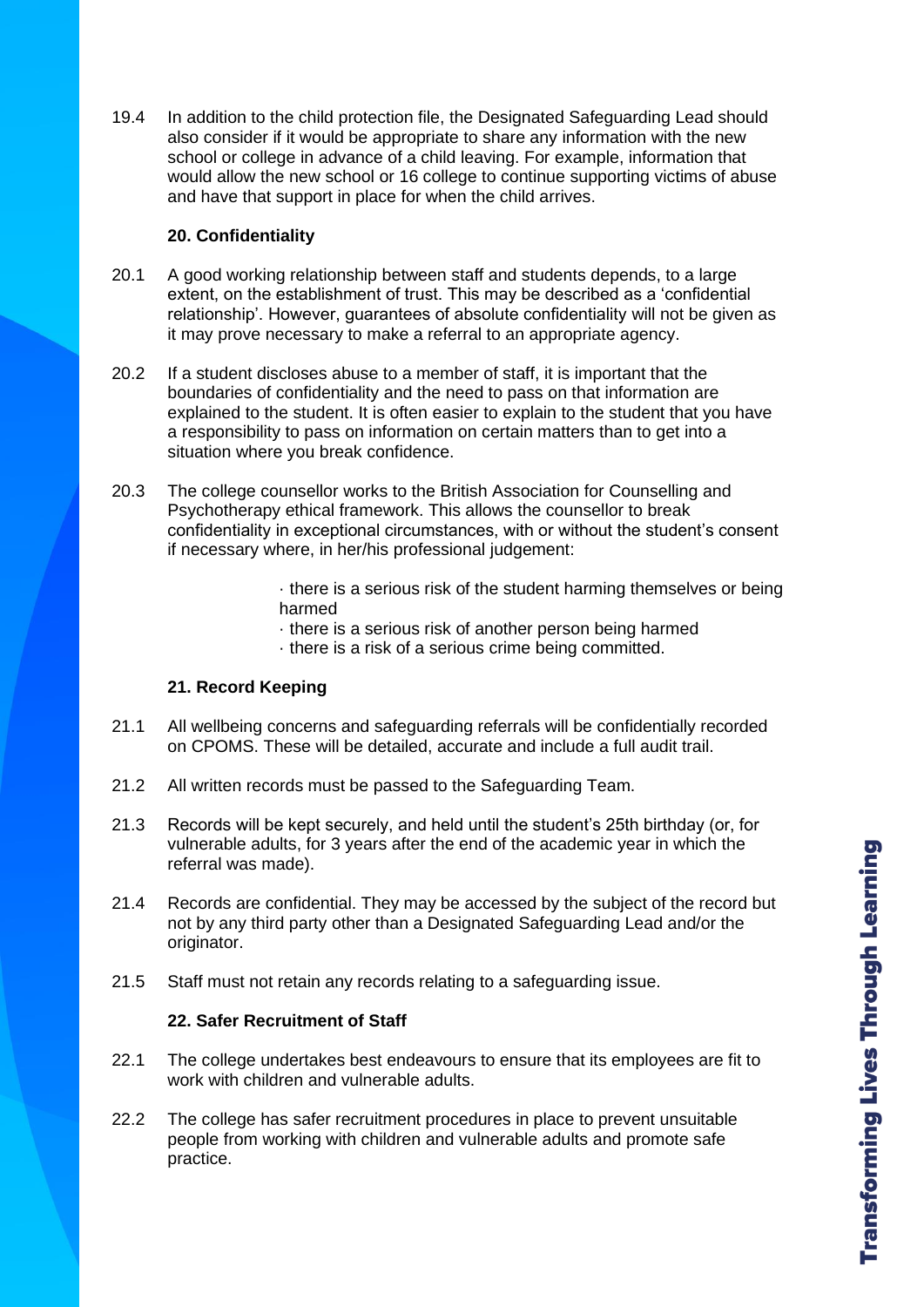19.4 In addition to the child protection file, the Designated Safeguarding Lead should also consider if it would be appropriate to share any information with the new school or college in advance of a child leaving. For example, information that would allow the new school or 16 college to continue supporting victims of abuse and have that support in place for when the child arrives.

## 20. Confidentiality

20.1 A good working relationship between staff and students depends, to a large extent, on the establishment of trust. This may be described as a 'confidential relationship'. However, guarantees of absolute confidentiality will not be given as it may prove necessary to make a referral to an appropriate agency.

20.2 If a student discloses abuse to a member of staff, it is important that the boundaries of confidentiality and the need to pass on that information are explained to the student. It is often easier to explain to the student that you have a responsibility to pass on information on certain matters than to get into a situation where you break confidence.

20.3 The college counsellor works to the British Association for Counselling and Psychotherapy ethical framework. This allows the counsellor to break confidentiality in exceptional circumstances, with or without the student's consent if necessary where, in her/his professional judgement:

- there is a serious risk of the student harming themselves or being harmed
- there is a serious risk of another person being harmed
- there is a risk of a serious crime being committed.

## 21. Record Keeping

21.1 All wellbeing concerns and safeguarding referrals will be confidentially recorded on CPOMS. These will be detailed, accurate and include a full audit trail.

21.2 All written records must be passed to the Safeguarding Team.

21.3 Records will be kept securely, and held until the student's 25th birthday (or, for vulnerable adults, for 3 years after the end of the academic year in which the referral was made).

21.4 Records are confidential. They may be accessed by the subject of the record but not by any third party other than a Designated Safeguarding Lead and/or the originator.

21.5 Staff must not retain any records relating to a safeguarding issue.

## 22. Safer Recruitment of Staff

22.1 The college undertakes best endeavours to ensure that its employees are fit to work with children and vulnerable adults.

22.2 The college has safer recruitment procedures in place to prevent unsuitable people from working with children and vulnerable adults and promote safe practice.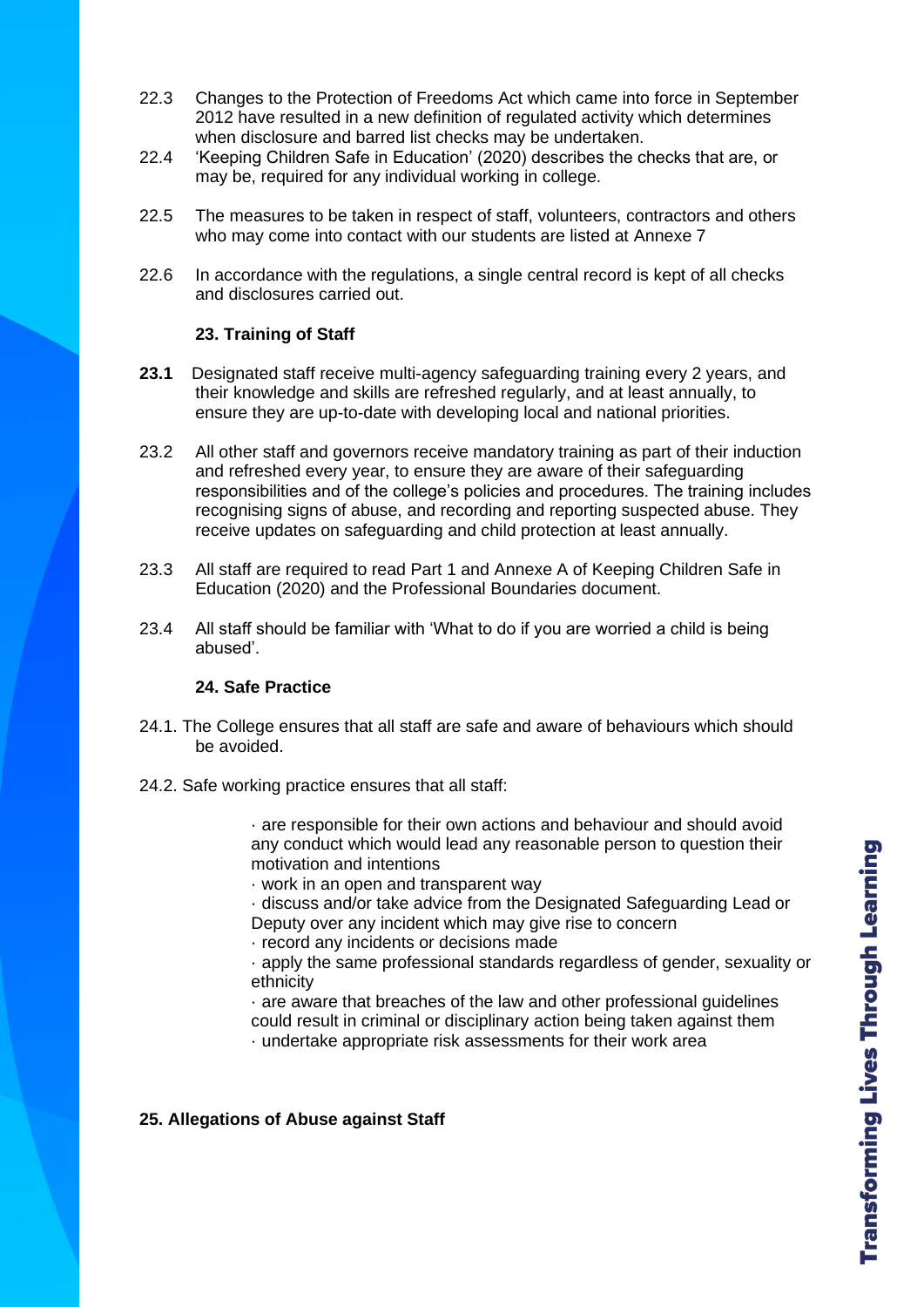22.3 Changes to the Protection of Freedoms Act which came into force in September 2012 have resulted in a new definition of regulated activity which determines when disclosure and barred list checks may be undertaken.

22.4 'Keeping Children Safe in Education' (2020) describes the checks that are, or may be, required for any individual working in college.

22.5 The measures to be taken in respect of staff, volunteers, contractors and others who may come into contact with our students are listed at Annexe 7

22.6 In accordance with the regulations, a single central record is kept of all checks and disclosures carried out.

## 23. Training of Staff

**23.1** Designated staff receive multi-agency safeguarding training every 2 years, and their knowledge and skills are refreshed regularly, and at least annually, to ensure they are up-to-date with developing local and national priorities.

23.2 All other staff and governors receive mandatory training as part of their induction and refreshed every year, to ensure they are aware of their safeguarding responsibilities and of the college's policies and procedures. The training includes recognising signs of abuse, and recording and reporting suspected abuse. They receive updates on safeguarding and child protection at least annually.

23.3 All staff are required to read Part 1 and Annexe A of Keeping Children Safe in Education (2020) and the Professional Boundaries document.

23.4 All staff should be familiar with 'What to do if you are worried a child is being abused'.

## 24. Safe Practice

24.1. The College ensures that all staff are safe and aware of behaviours which should be avoided.

24.2. Safe working practice ensures that all staff:

- are responsible for their own actions and behaviour and should avoid any conduct which would lead any reasonable person to question their motivation and intentions
- work in an open and transparent way
- discuss and/or take advice from the Designated Safeguarding Lead or Deputy over any incident which may give rise to concern
- record any incidents or decisions made
- apply the same professional standards regardless of gender, sexuality or ethnicity
- are aware that breaches of the law and other professional guidelines could result in criminal or disciplinary action being taken against them
- undertake appropriate risk assessments for their work area

## 25. Allegations of Abuse against Staff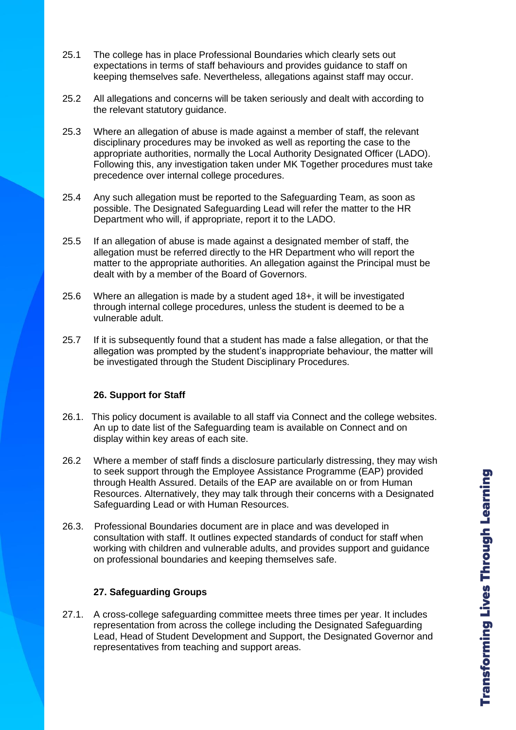25.1 The college has in place Professional Boundaries which clearly sets out expectations in terms of staff behaviours and provides guidance to staff on keeping themselves safe. Nevertheless, allegations against staff may occur.

25.2 All allegations and concerns will be taken seriously and dealt with according to the relevant statutory guidance.

25.3 Where an allegation of abuse is made against a member of staff, the relevant disciplinary procedures may be invoked as well as reporting the case to the appropriate authorities, normally the Local Authority Designated Officer (LADO). Following this, any investigation taken under MK Together procedures must take precedence over internal college procedures.

25.4 Any such allegation must be reported to the Safeguarding Team, as soon as possible. The Designated Safeguarding Lead will refer the matter to the HR Department who will, if appropriate, report it to the LADO.

25.5 If an allegation of abuse is made against a designated member of staff, the allegation must be referred directly to the HR Department who will report the matter to the appropriate authorities. An allegation against the Principal must be dealt with by a member of the Board of Governors.

25.6 Where an allegation is made by a student aged 18+, it will be investigated through internal college procedures, unless the student is deemed to be a vulnerable adult.

25.7 If it is subsequently found that a student has made a false allegation, or that the allegation was prompted by the student's inappropriate behaviour, the matter will be investigated through the Student Disciplinary Procedures.

**26. Support for Staff**

26.1. This policy document is available to all staff via Connect and the college websites. An up to date list of the Safeguarding team is available on Connect and on display within key areas of each site.

26.2 Where a member of staff finds a disclosure particularly distressing, they may wish to seek support through the Employee Assistance Programme (EAP) provided through Health Assured. Details of the EAP are available on or from Human Resources. Alternatively, they may talk through their concerns with a Designated Safeguarding Lead or with Human Resources.

26.3. Professional Boundaries document are in place and was developed in consultation with staff. It outlines expected standards of conduct for staff when working with children and vulnerable adults, and provides support and guidance on professional boundaries and keeping themselves safe.

**27. Safeguarding Groups**

27.1. A cross-college safeguarding committee meets three times per year. It includes representation from across the college including the Designated Safeguarding Lead, Head of Student Development and Support, the Designated Governor and representatives from teaching and support areas.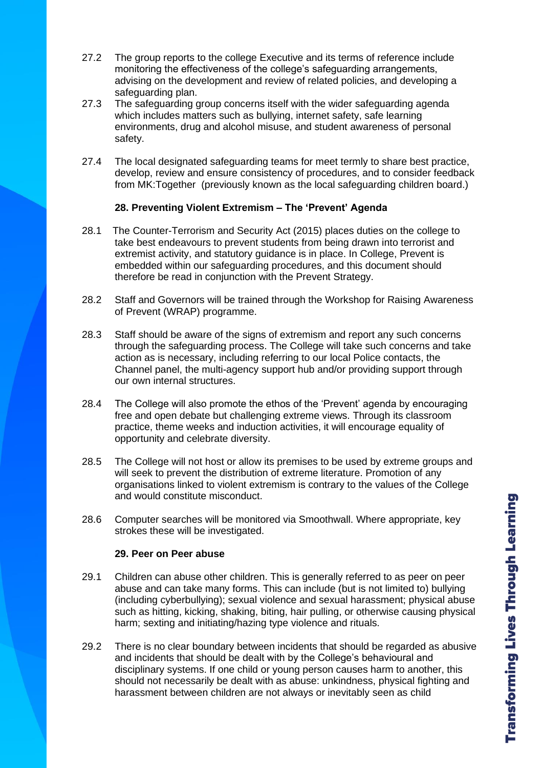27.2 The group reports to the college Executive and its terms of reference include monitoring the effectiveness of the college's safeguarding arrangements, advising on the development and review of related policies, and developing a safeguarding plan.

27.3 The safeguarding group concerns itself with the wider safeguarding agenda which includes matters such as bullying, internet safety, safe learning environments, drug and alcohol misuse, and student awareness of personal safety.

27.4 The local designated safeguarding teams for meet termly to share best practice, develop, review and ensure consistency of procedures, and to consider feedback from MK:Together (previously known as the local safeguarding children board.)

**28. Preventing Violent Extremism – The 'Prevent' Agenda**

28.1 The Counter-Terrorism and Security Act (2015) places duties on the college to take best endeavours to prevent students from being drawn into terrorist and extremist activity, and statutory guidance is in place. In College, Prevent is embedded within our safeguarding procedures, and this document should therefore be read in conjunction with the Prevent Strategy.

28.2 Staff and Governors will be trained through the Workshop for Raising Awareness of Prevent (WRAP) programme.

28.3 Staff should be aware of the signs of extremism and report any such concerns through the safeguarding process. The College will take such concerns and take action as is necessary, including referring to our local Police contacts, the Channel panel, the multi-agency support hub and/or providing support through our own internal structures.

28.4 The College will also promote the ethos of the 'Prevent' agenda by encouraging free and open debate but challenging extreme views. Through its classroom practice, theme weeks and induction activities, it will encourage equality of opportunity and celebrate diversity.

28.5 The College will not host or allow its premises to be used by extreme groups and will seek to prevent the distribution of extreme literature. Promotion of any organisations linked to violent extremism is contrary to the values of the College and would constitute misconduct.

28.6 Computer searches will be monitored via Smoothwall. Where appropriate, key strokes these will be investigated.

**29. Peer on Peer abuse**

29.1 Children can abuse other children. This is generally referred to as peer on peer abuse and can take many forms. This can include (but is not limited to) bullying (including cyberbullying); sexual violence and sexual harassment; physical abuse such as hitting, kicking, shaking, biting, hair pulling, or otherwise causing physical harm; sexting and initiating/hazing type violence and rituals.

29.2 There is no clear boundary between incidents that should be regarded as abusive and incidents that should be dealt with by the College's behavioural and disciplinary systems. If one child or young person causes harm to another, this should not necessarily be dealt with as abuse: unkindness, physical fighting and harassment between children are not always or inevitably seen as child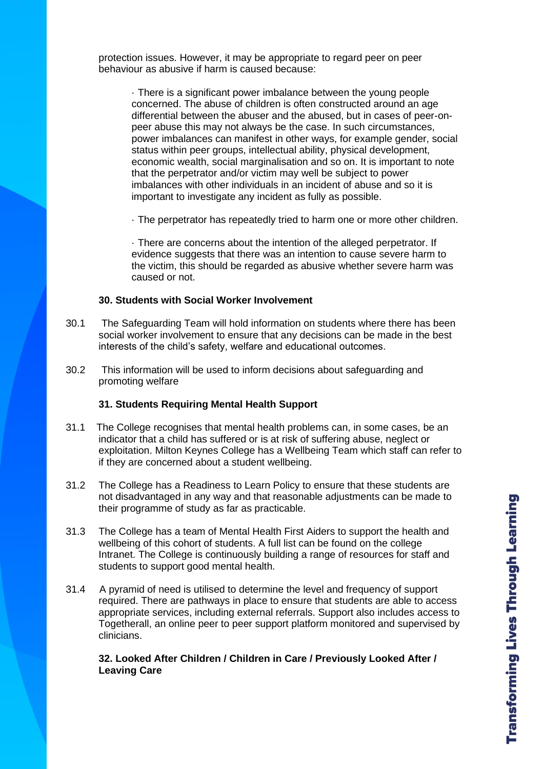protection issues. However, it may be appropriate to regard peer on peer behaviour as abusive if harm is caused because:

- There is a significant power imbalance between the young people concerned. The abuse of children is often constructed around an age differential between the abuser and the abused, but in cases of peer-on-peer abuse this may not always be the case. In such circumstances, power imbalances can manifest in other ways, for example gender, social status within peer groups, intellectual ability, physical development, economic wealth, social marginalisation and so on. It is important to note that the perpetrator and/or victim may well be subject to power imbalances with other individuals in an incident of abuse and so it is important to investigate any incident as fully as possible.

- The perpetrator has repeatedly tried to harm one or more other children.

- There are concerns about the intention of the alleged perpetrator. If evidence suggests that there was an intention to cause severe harm to the victim, this should be regarded as abusive whether severe harm was caused or not.

**30. Students with Social Worker Involvement**

30.1 The Safeguarding Team will hold information on students where there has been social worker involvement to ensure that any decisions can be made in the best interests of the child's safety, welfare and educational outcomes.

30.2 This information will be used to inform decisions about safeguarding and promoting welfare

**31. Students Requiring Mental Health Support**

31.1 The College recognises that mental health problems can, in some cases, be an indicator that a child has suffered or is at risk of suffering abuse, neglect or exploitation. Milton Keynes College has a Wellbeing Team which staff can refer to if they are concerned about a student wellbeing.

31.2 The College has a Readiness to Learn Policy to ensure that these students are not disadvantaged in any way and that reasonable adjustments can be made to their programme of study as far as practicable.

31.3 The College has a team of Mental Health First Aiders to support the health and wellbeing of this cohort of students. A full list can be found on the college Intranet. The College is continuously building a range of resources for staff and students to support good mental health.

31.4 A pyramid of need is utilised to determine the level and frequency of support required. There are pathways in place to ensure that students are able to access appropriate services, including external referrals. Support also includes access to Togetherall, an online peer to peer support platform monitored and supervised by clinicians.

**32. Looked After Children / Children in Care / Previously Looked After / Leaving Care**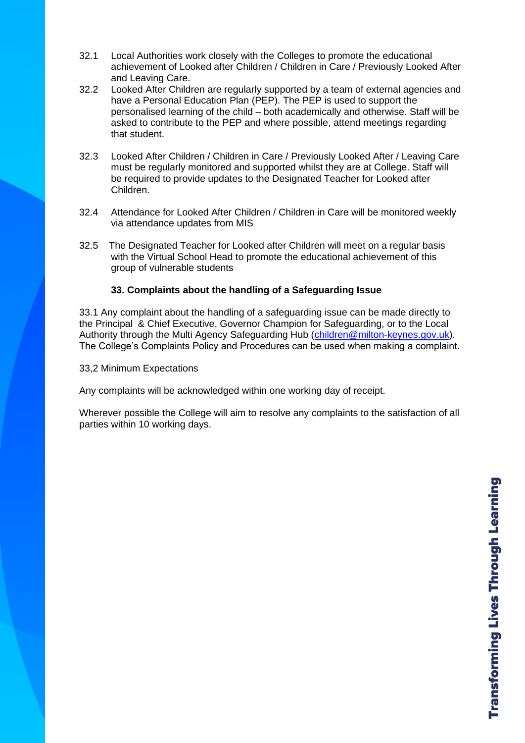32.1 Local Authorities work closely with the Colleges to promote the educational achievement of Looked after Children / Children in Care / Previously Looked After and Leaving Care.

32.2 Looked After Children are regularly supported by a team of external agencies and have a Personal Education Plan (PEP). The PEP is used to support the personalised learning of the child – both academically and otherwise. Staff will be asked to contribute to the PEP and where possible, attend meetings regarding that student.

32.3 Looked After Children / Children in Care / Previously Looked After / Leaving Care must be regularly monitored and supported whilst they are at College. Staff will be required to provide updates to the Designated Teacher for Looked after Children.

32.4 Attendance for Looked After Children / Children in Care will be monitored weekly via attendance updates from MIS

32.5 The Designated Teacher for Looked after Children will meet on a regular basis with the Virtual School Head to promote the educational achievement of this group of vulnerable students

**33. Complaints about the handling of a Safeguarding Issue**

33.1 Any complaint about the handling of a safeguarding issue can be made directly to the Principal & Chief Executive, Governor Champion for Safeguarding, or to the Local Authority through the Multi Agency Safeguarding Hub (children@milton-keynes.gov.uk). The College's Complaints Policy and Procedures can be used when making a complaint.

33,2 Minimum Expectations

Any complaints will be acknowledged within one working day of receipt.

Wherever possible the College will aim to resolve any complaints to the satisfaction of all parties within 10 working days.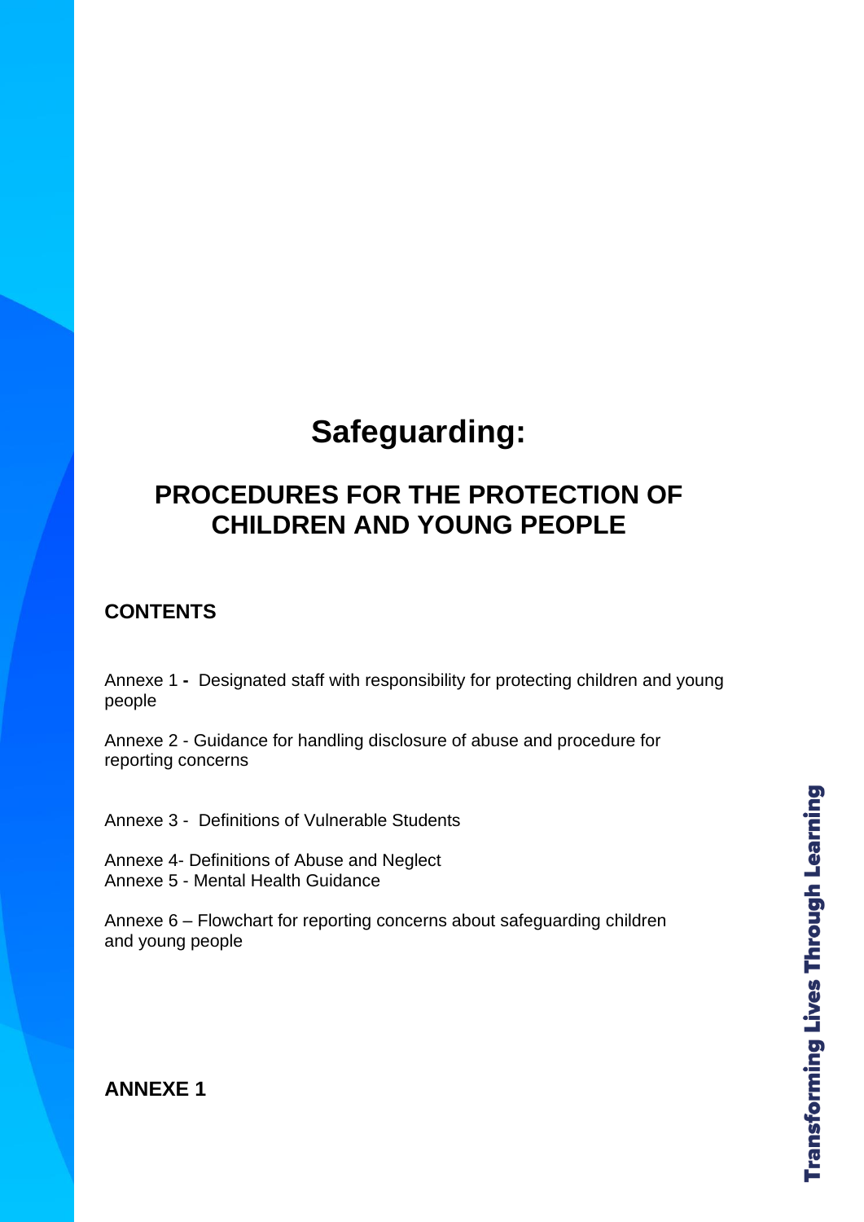# Safeguarding:

## PROCEDURES FOR THE PROTECTION OF CHILDREN AND YOUNG PEOPLE

**CONTENTS**

Annexe 1 **-** Designated staff with responsibility for protecting children and young people

Annexe 2 - Guidance for handling disclosure of abuse and procedure for reporting concerns

Annexe 3 - Definitions of Vulnerable Students

Annexe 4- Definitions of Abuse and Neglect
Annexe 5 - Mental Health Guidance

Annexe 6 – Flowchart for reporting concerns about safeguarding children and young people

**ANNEXE 1**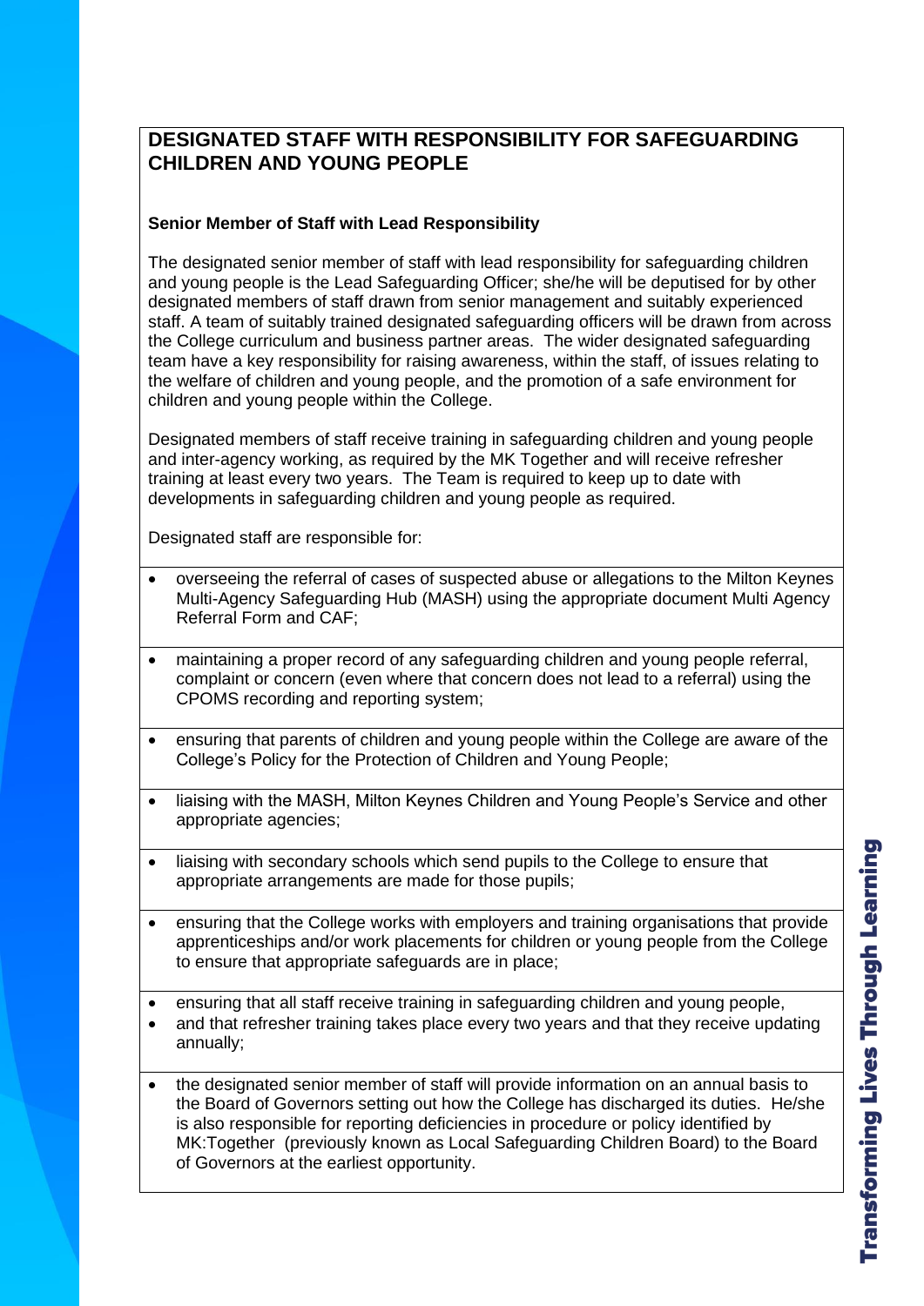## DESIGNATED STAFF WITH RESPONSIBILITY FOR SAFEGUARDING CHILDREN AND YOUNG PEOPLE

**Senior Member of Staff with Lead Responsibility**

The designated senior member of staff with lead responsibility for safeguarding children and young people is the Lead Safeguarding Officer; she/he will be deputised for by other designated members of staff drawn from senior management and suitably experienced staff. A team of suitably trained designated safeguarding officers will be drawn from across the College curriculum and business partner areas. The wider designated safeguarding team have a key responsibility for raising awareness, within the staff, of issues relating to the welfare of children and young people, and the promotion of a safe environment for children and young people within the College.

Designated members of staff receive training in safeguarding children and young people and inter-agency working, as required by the MK Together and will receive refresher training at least every two years. The Team is required to keep up to date with developments in safeguarding children and young people as required.

Designated staff are responsible for:

- overseeing the referral of cases of suspected abuse or allegations to the Milton Keynes Multi-Agency Safeguarding Hub (MASH) using the appropriate document Multi Agency Referral Form and CAF;
- maintaining a proper record of any safeguarding children and young people referral, complaint or concern (even where that concern does not lead to a referral) using the CPOMS recording and reporting system;
- ensuring that parents of children and young people within the College are aware of the College's Policy for the Protection of Children and Young People;
- liaising with the MASH, Milton Keynes Children and Young People's Service and other appropriate agencies;
- liaising with secondary schools which send pupils to the College to ensure that appropriate arrangements are made for those pupils;
- ensuring that the College works with employers and training organisations that provide apprenticeships and/or work placements for children or young people from the College to ensure that appropriate safeguards are in place;
- ensuring that all staff receive training in safeguarding children and young people,
- and that refresher training takes place every two years and that they receive updating annually;
- the designated senior member of staff will provide information on an annual basis to the Board of Governors setting out how the College has discharged its duties. He/she is also responsible for reporting deficiencies in procedure or policy identified by MK:Together (previously known as Local Safeguarding Children Board) to the Board of Governors at the earliest opportunity.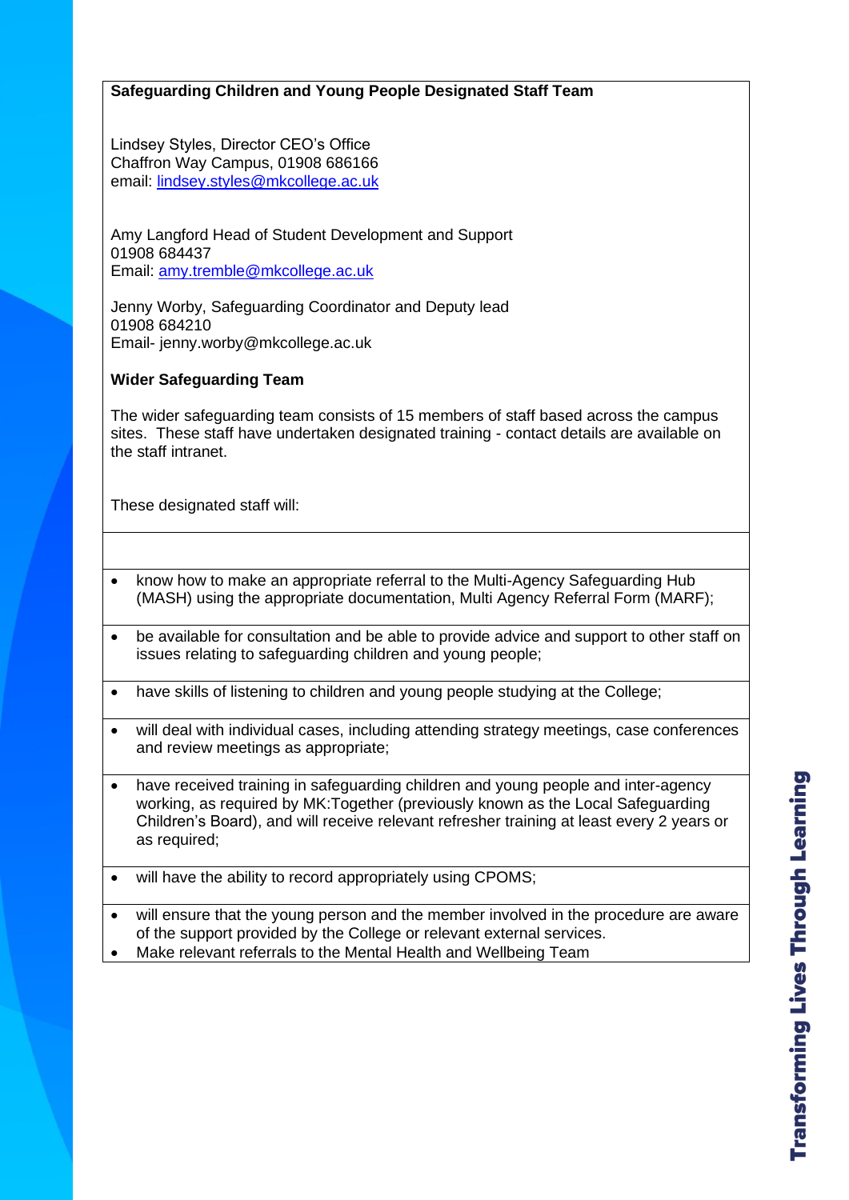**Safeguarding Children and Young People Designated Staff Team**

Lindsey Styles, Director CEO's Office
Chaffron Way Campus, 01908 686166
email: lindsey.styles@mkcollege.ac.uk

Amy Langford Head of Student Development and Support
01908 684437
Email: amy.tremble@mkcollege.ac.uk

Jenny Worby, Safeguarding Coordinator and Deputy lead
01908 684210
Email- jenny.worby@mkcollege.ac.uk

**Wider Safeguarding Team**

The wider safeguarding team consists of 15 members of staff based across the campus sites. These staff have undertaken designated training - contact details are available on the staff intranet.

These designated staff will:

- know how to make an appropriate referral to the Multi-Agency Safeguarding Hub (MASH) using the appropriate documentation, Multi Agency Referral Form (MARF);
- be available for consultation and be able to provide advice and support to other staff on issues relating to safeguarding children and young people;
- have skills of listening to children and young people studying at the College;
- will deal with individual cases, including attending strategy meetings, case conferences and review meetings as appropriate;
- have received training in safeguarding children and young people and inter-agency working, as required by MK:Together (previously known as the Local Safeguarding Children's Board), and will receive relevant refresher training at least every 2 years or as required;
- will have the ability to record appropriately using CPOMS;
- will ensure that the young person and the member involved in the procedure are aware of the support provided by the College or relevant external services.
- Make relevant referrals to the Mental Health and Wellbeing Team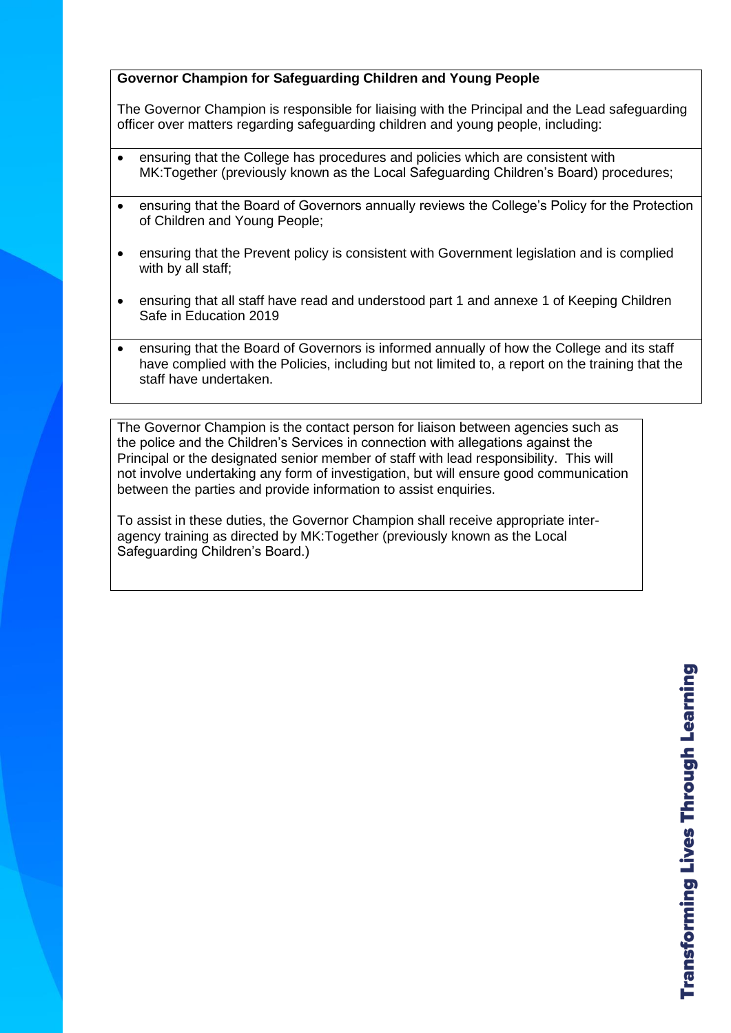**Governor Champion for Safeguarding Children and Young People**

The Governor Champion is responsible for liaising with the Principal and the Lead safeguarding officer over matters regarding safeguarding children and young people, including:

- ensuring that the College has procedures and policies which are consistent with MK:Together (previously known as the Local Safeguarding Children's Board) procedures;
- ensuring that the Board of Governors annually reviews the College's Policy for the Protection of Children and Young People;
- ensuring that the Prevent policy is consistent with Government legislation and is complied with by all staff;
- ensuring that all staff have read and understood part 1 and annexe 1 of Keeping Children Safe in Education 2019
- ensuring that the Board of Governors is informed annually of how the College and its staff have complied with the Policies, including but not limited to, a report on the training that the staff have undertaken.

The Governor Champion is the contact person for liaison between agencies such as the police and the Children's Services in connection with allegations against the Principal or the designated senior member of staff with lead responsibility. This will not involve undertaking any form of investigation, but will ensure good communication between the parties and provide information to assist enquiries.

To assist in these duties, the Governor Champion shall receive appropriate inter-agency training as directed by MK:Together (previously known as the Local Safeguarding Children's Board.)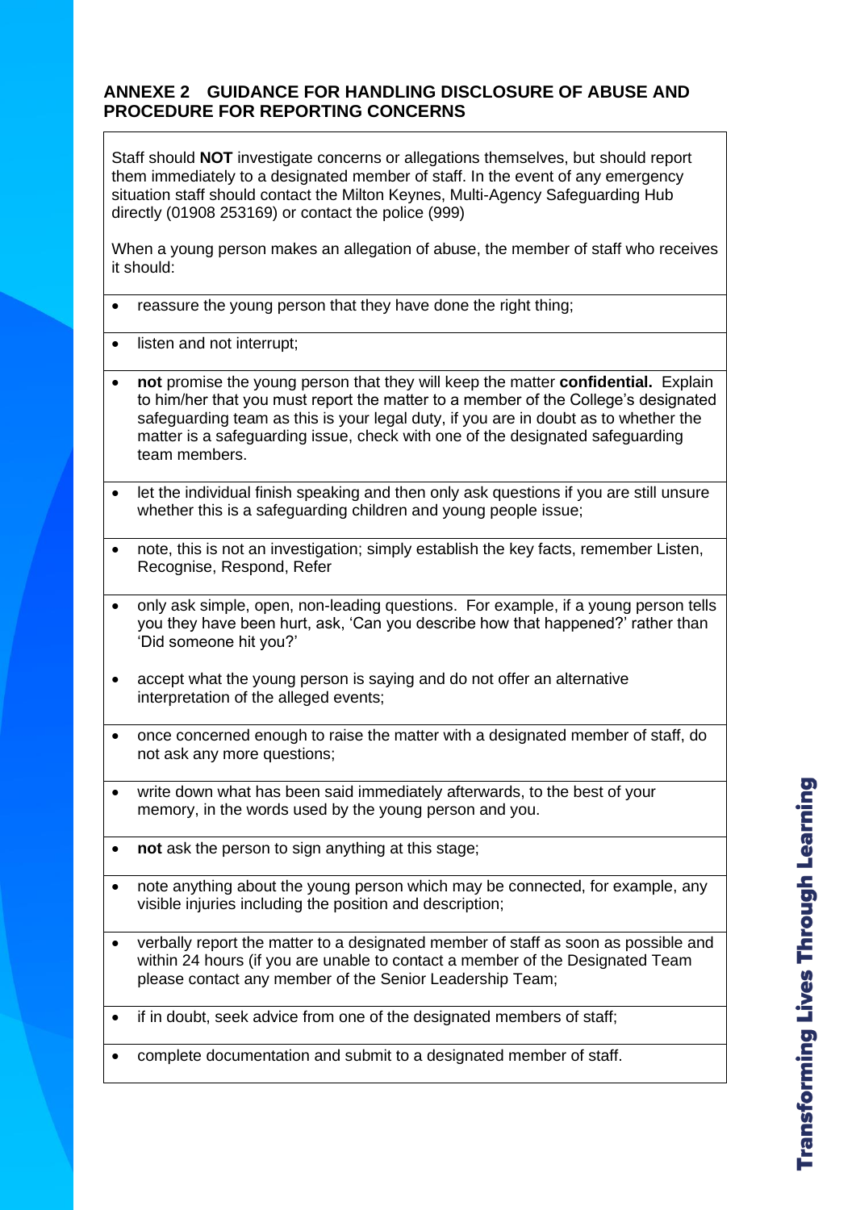## ANNEXE 2 GUIDANCE FOR HANDLING DISCLOSURE OF ABUSE AND PROCEDURE FOR REPORTING CONCERNS

Staff should **NOT** investigate concerns or allegations themselves, but should report them immediately to a designated member of staff. In the event of any emergency situation staff should contact the Milton Keynes, Multi-Agency Safeguarding Hub directly (01908 253169) or contact the police (999)

When a young person makes an allegation of abuse, the member of staff who receives it should:

- reassure the young person that they have done the right thing;
- listen and not interrupt;
- **not** promise the young person that they will keep the matter **confidential.** Explain to him/her that you must report the matter to a member of the College's designated safeguarding team as this is your legal duty, if you are in doubt as to whether the matter is a safeguarding issue, check with one of the designated safeguarding team members.
- let the individual finish speaking and then only ask questions if you are still unsure whether this is a safeguarding children and young people issue;
- note, this is not an investigation; simply establish the key facts, remember Listen, Recognise, Respond, Refer
- only ask simple, open, non-leading questions. For example, if a young person tells you they have been hurt, ask, 'Can you describe how that happened?' rather than 'Did someone hit you?'
- accept what the young person is saying and do not offer an alternative interpretation of the alleged events;
- once concerned enough to raise the matter with a designated member of staff, do not ask any more questions;
- write down what has been said immediately afterwards, to the best of your memory, in the words used by the young person and you.
- **not** ask the person to sign anything at this stage;
- note anything about the young person which may be connected, for example, any visible injuries including the position and description;
- verbally report the matter to a designated member of staff as soon as possible and within 24 hours (if you are unable to contact a member of the Designated Team please contact any member of the Senior Leadership Team;
- if in doubt, seek advice from one of the designated members of staff;
- complete documentation and submit to a designated member of staff.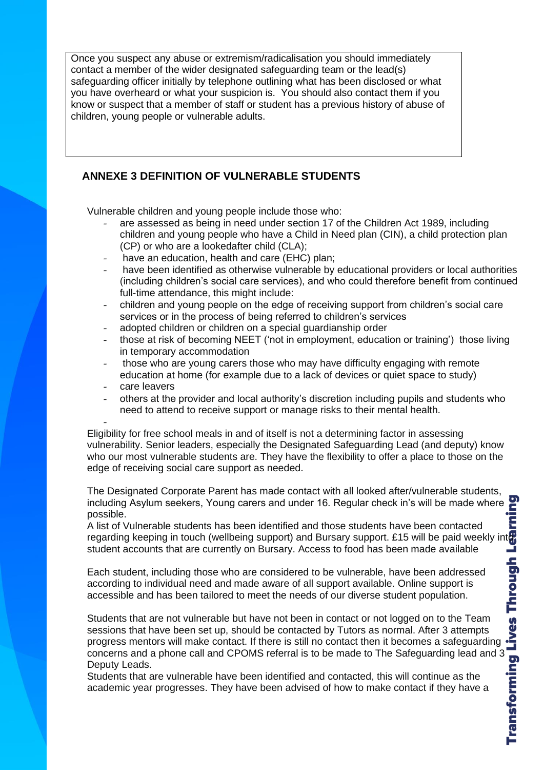Once you suspect any abuse or extremism/radicalisation you should immediately contact a member of the wider designated safeguarding team or the lead(s) safeguarding officer initially by telephone outlining what has been disclosed or what you have overheard or what your suspicion is. You should also contact them if you know or suspect that a member of staff or student has a previous history of abuse of children, young people or vulnerable adults.

## ANNEXE 3 DEFINITION OF VULNERABLE STUDENTS

Vulnerable children and young people include those who:

- are assessed as being in need under section 17 of the Children Act 1989, including children and young people who have a Child in Need plan (CIN), a child protection plan (CP) or who are a lookedafter child (CLA);
- have an education, health and care (EHC) plan;
- have been identified as otherwise vulnerable by educational providers or local authorities (including children's social care services), and who could therefore benefit from continued full-time attendance, this might include:
- children and young people on the edge of receiving support from children's social care services or in the process of being referred to children's services
- adopted children or children on a special guardianship order
- those at risk of becoming NEET ('not in employment, education or training') those living in temporary accommodation
- those who are young carers those who may have difficulty engaging with remote education at home (for example due to a lack of devices or quiet space to study)
- care leavers
- others at the provider and local authority's discretion including pupils and students who need to attend to receive support or manage risks to their mental health.
-

Eligibility for free school meals in and of itself is not a determining factor in assessing vulnerability. Senior leaders, especially the Designated Safeguarding Lead (and deputy) know who our most vulnerable students are. They have the flexibility to offer a place to those on the edge of receiving social care support as needed.

The Designated Corporate Parent has made contact with all looked after/vulnerable students, including Asylum seekers, Young carers and under 16. Regular check in's will be made where possible.
A list of Vulnerable students has been identified and those students have been contacted regarding keeping in touch (wellbeing support) and Bursary support. £15 will be paid weekly into student accounts that are currently on Bursary. Access to food has been made available

Each student, including those who are considered to be vulnerable, have been addressed according to individual need and made aware of all support available. Online support is accessible and has been tailored to meet the needs of our diverse student population.

Students that are not vulnerable but have not been in contact or not logged on to the Team sessions that have been set up, should be contacted by Tutors as normal. After 3 attempts progress mentors will make contact. If there is still no contact then it becomes a safeguarding concerns and a phone call and CPOMS referral is to be made to The Safeguarding lead and 3 Deputy Leads.
Students that are vulnerable have been identified and contacted, this will continue as the academic year progresses. They have been advised of how to make contact if they have a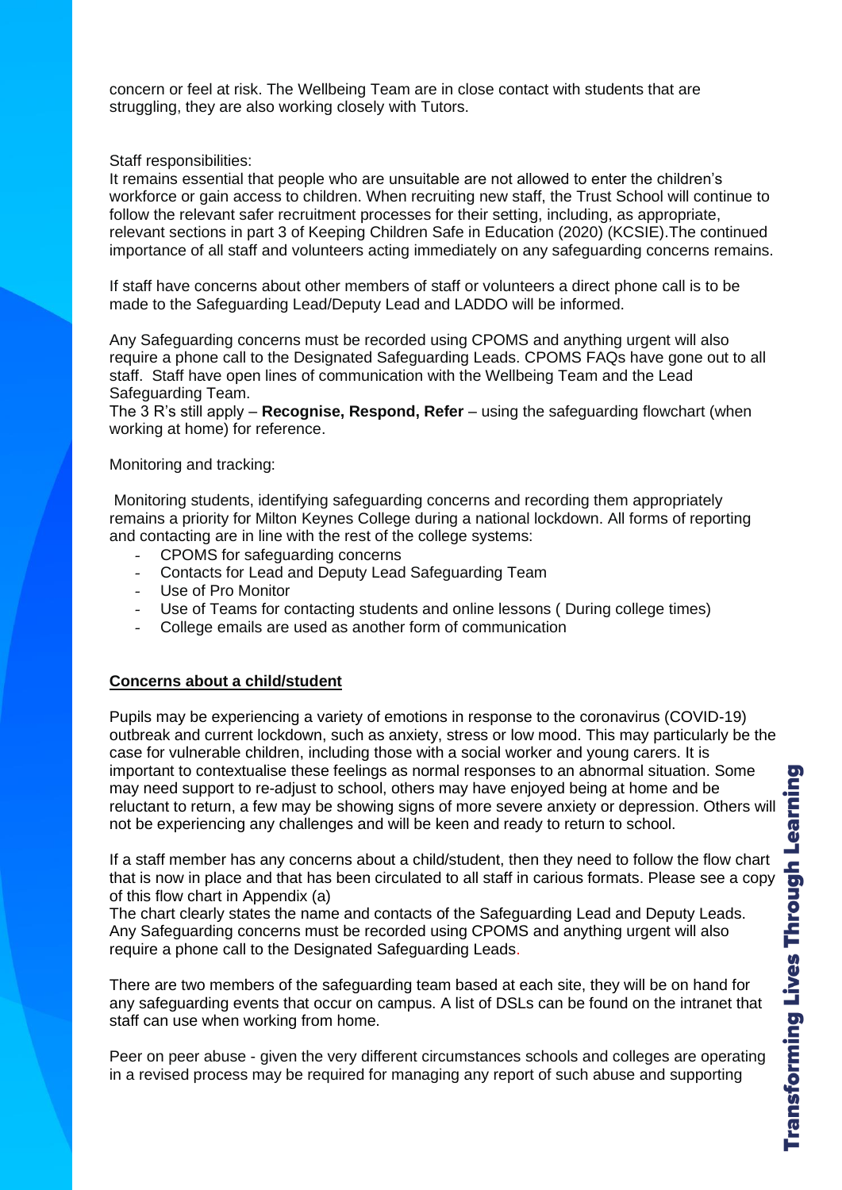concern or feel at risk. The Wellbeing Team are in close contact with students that are struggling, they are also working closely with Tutors.

Staff responsibilities:
It remains essential that people who are unsuitable are not allowed to enter the children's workforce or gain access to children. When recruiting new staff, the Trust School will continue to follow the relevant safer recruitment processes for their setting, including, as appropriate, relevant sections in part 3 of Keeping Children Safe in Education (2020) (KCSIE).The continued importance of all staff and volunteers acting immediately on any safeguarding concerns remains.

If staff have concerns about other members of staff or volunteers a direct phone call is to be made to the Safeguarding Lead/Deputy Lead and LADDO will be informed.

Any Safeguarding concerns must be recorded using CPOMS and anything urgent will also require a phone call to the Designated Safeguarding Leads. CPOMS FAQs have gone out to all staff. Staff have open lines of communication with the Wellbeing Team and the Lead Safeguarding Team.
The 3 R's still apply – **Recognise, Respond, Refer** – using the safeguarding flowchart (when working at home) for reference.

Monitoring and tracking:

Monitoring students, identifying safeguarding concerns and recording them appropriately remains a priority for Milton Keynes College during a national lockdown. All forms of reporting and contacting are in line with the rest of the college systems:

- CPOMS for safeguarding concerns
- Contacts for Lead and Deputy Lead Safeguarding Team
- Use of Pro Monitor
- Use of Teams for contacting students and online lessons ( During college times)
- College emails are used as another form of communication

**Concerns about a child/student**

Pupils may be experiencing a variety of emotions in response to the coronavirus (COVID-19) outbreak and current lockdown, such as anxiety, stress or low mood. This may particularly be the case for vulnerable children, including those with a social worker and young carers. It is important to contextualise these feelings as normal responses to an abnormal situation. Some may need support to re-adjust to school, others may have enjoyed being at home and be reluctant to return, a few may be showing signs of more severe anxiety or depression. Others will not be experiencing any challenges and will be keen and ready to return to school.

If a staff member has any concerns about a child/student, then they need to follow the flow chart that is now in place and that has been circulated to all staff in carious formats. Please see a copy of this flow chart in Appendix (a)
The chart clearly states the name and contacts of the Safeguarding Lead and Deputy Leads. Any Safeguarding concerns must be recorded using CPOMS and anything urgent will also require a phone call to the Designated Safeguarding Leads.

There are two members of the safeguarding team based at each site, they will be on hand for any safeguarding events that occur on campus. A list of DSLs can be found on the intranet that staff can use when working from home.

Peer on peer abuse - given the very different circumstances schools and colleges are operating in a revised process may be required for managing any report of such abuse and supporting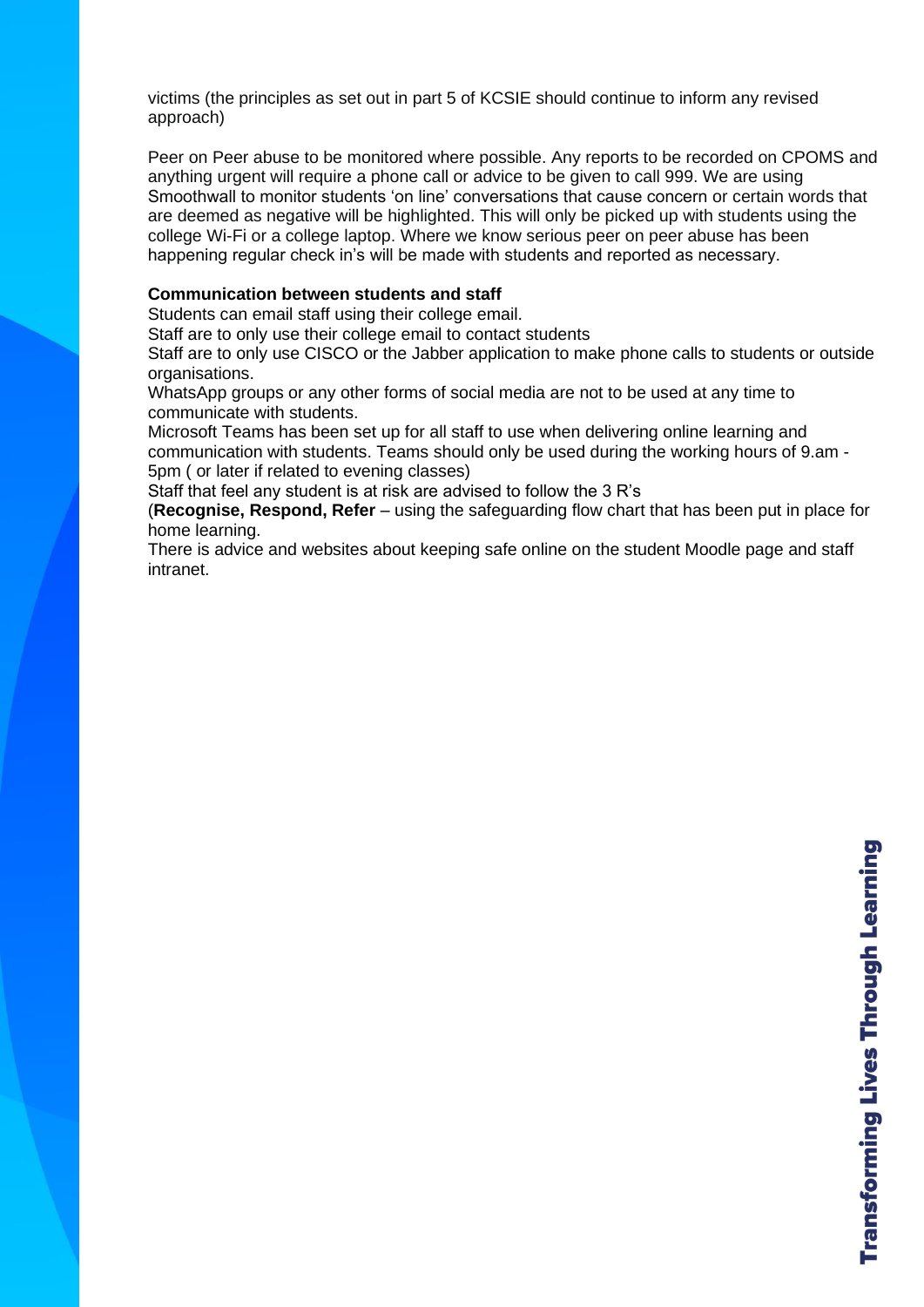victims (the principles as set out in part 5 of KCSIE should continue to inform any revised approach)

Peer on Peer abuse to be monitored where possible. Any reports to be recorded on CPOMS and anything urgent will require a phone call or advice to be given to call 999. We are using Smoothwall to monitor students 'on line' conversations that cause concern or certain words that are deemed as negative will be highlighted. This will only be picked up with students using the college Wi-Fi or a college laptop. Where we know serious peer on peer abuse has been happening regular check in's will be made with students and reported as necessary.

**Communication between students and staff**

Students can email staff using their college email.
Staff are to only use their college email to contact students
Staff are to only use CISCO or the Jabber application to make phone calls to students or outside organisations.
WhatsApp groups or any other forms of social media are not to be used at any time to communicate with students.
Microsoft Teams has been set up for all staff to use when delivering online learning and communication with students. Teams should only be used during the working hours of 9.am - 5pm ( or later if related to evening classes)
Staff that feel any student is at risk are advised to follow the 3 R's
(**Recognise, Respond, Refer** – using the safeguarding flow chart that has been put in place for home learning.
There is advice and websites about keeping safe online on the student Moodle page and staff intranet.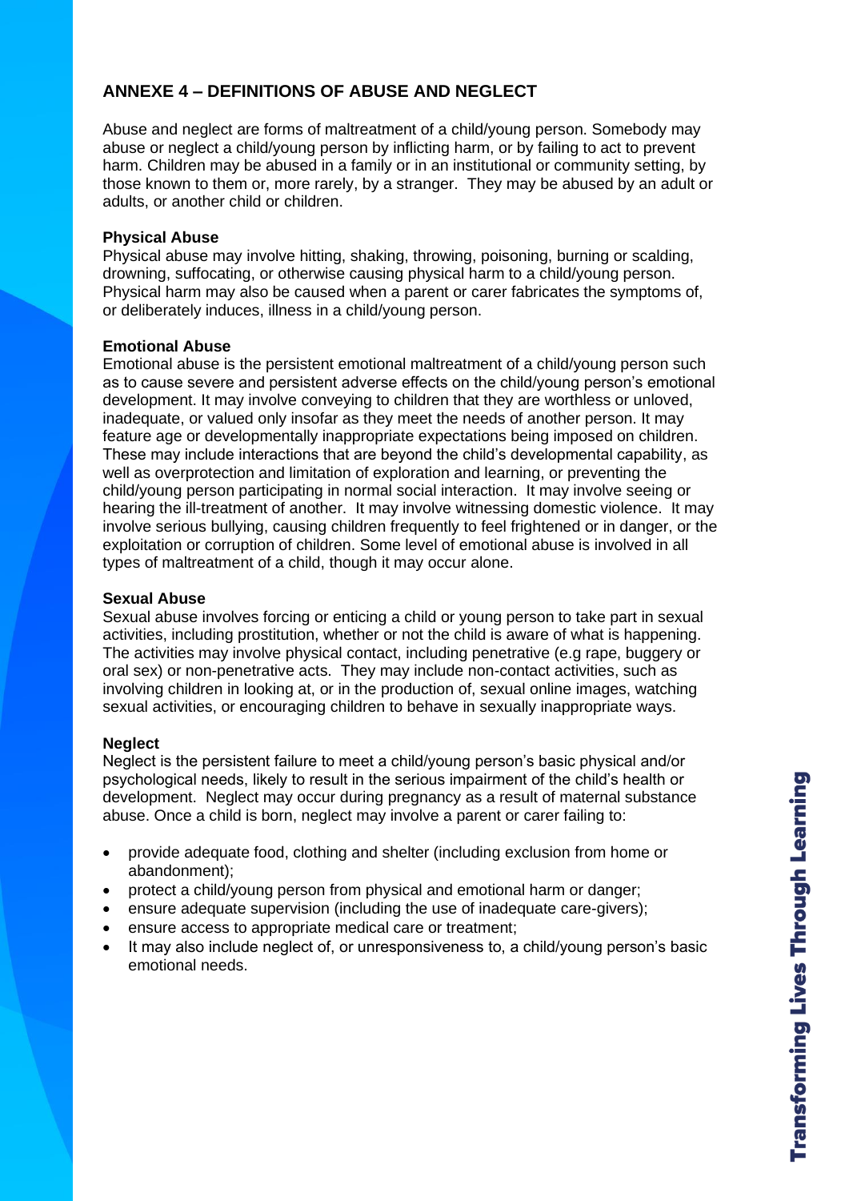## ANNEXE 4 – DEFINITIONS OF ABUSE AND NEGLECT

Abuse and neglect are forms of maltreatment of a child/young person. Somebody may abuse or neglect a child/young person by inflicting harm, or by failing to act to prevent harm. Children may be abused in a family or in an institutional or community setting, by those known to them or, more rarely, by a stranger. They may be abused by an adult or adults, or another child or children.

**Physical Abuse**
Physical abuse may involve hitting, shaking, throwing, poisoning, burning or scalding, drowning, suffocating, or otherwise causing physical harm to a child/young person. Physical harm may also be caused when a parent or carer fabricates the symptoms of, or deliberately induces, illness in a child/young person.

**Emotional Abuse**
Emotional abuse is the persistent emotional maltreatment of a child/young person such as to cause severe and persistent adverse effects on the child/young person's emotional development. It may involve conveying to children that they are worthless or unloved, inadequate, or valued only insofar as they meet the needs of another person. It may feature age or developmentally inappropriate expectations being imposed on children. These may include interactions that are beyond the child's developmental capability, as well as overprotection and limitation of exploration and learning, or preventing the child/young person participating in normal social interaction. It may involve seeing or hearing the ill-treatment of another. It may involve witnessing domestic violence. It may involve serious bullying, causing children frequently to feel frightened or in danger, or the exploitation or corruption of children. Some level of emotional abuse is involved in all types of maltreatment of a child, though it may occur alone.

**Sexual Abuse**
Sexual abuse involves forcing or enticing a child or young person to take part in sexual activities, including prostitution, whether or not the child is aware of what is happening. The activities may involve physical contact, including penetrative (e.g rape, buggery or oral sex) or non-penetrative acts. They may include non-contact activities, such as involving children in looking at, or in the production of, sexual online images, watching sexual activities, or encouraging children to behave in sexually inappropriate ways.

**Neglect**
Neglect is the persistent failure to meet a child/young person's basic physical and/or psychological needs, likely to result in the serious impairment of the child's health or development. Neglect may occur during pregnancy as a result of maternal substance abuse. Once a child is born, neglect may involve a parent or carer failing to:

- provide adequate food, clothing and shelter (including exclusion from home or abandonment);
- protect a child/young person from physical and emotional harm or danger;
- ensure adequate supervision (including the use of inadequate care-givers);
- ensure access to appropriate medical care or treatment;
- It may also include neglect of, or unresponsiveness to, a child/young person's basic emotional needs.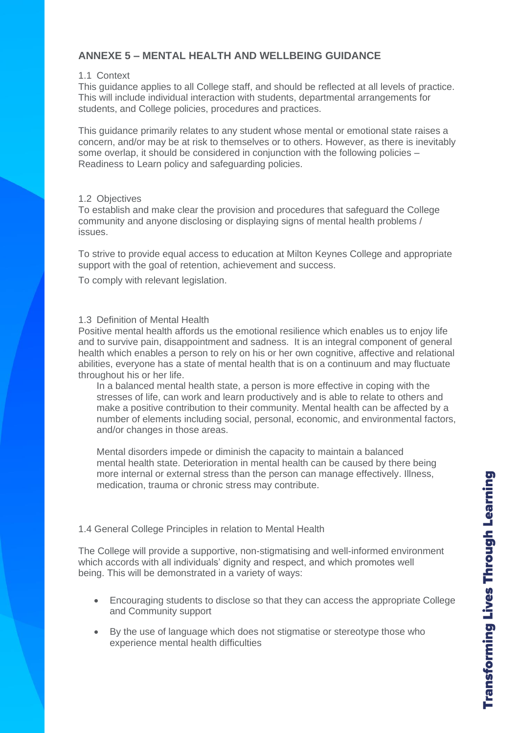## ANNEXE 5 – MENTAL HEALTH AND WELLBEING GUIDANCE

### 1.1 Context

This guidance applies to all College staff, and should be reflected at all levels of practice. This will include individual interaction with students, departmental arrangements for students, and College policies, procedures and practices.

This guidance primarily relates to any student whose mental or emotional state raises a concern, and/or may be at risk to themselves or to others. However, as there is inevitably some overlap, it should be considered in conjunction with the following policies – Readiness to Learn policy and safeguarding policies.

### 1.2 Objectives

To establish and make clear the provision and procedures that safeguard the College community and anyone disclosing or displaying signs of mental health problems / issues.

To strive to provide equal access to education at Milton Keynes College and appropriate support with the goal of retention, achievement and success.

To comply with relevant legislation.

### 1.3 Definition of Mental Health

Positive mental health affords us the emotional resilience which enables us to enjoy life and to survive pain, disappointment and sadness. It is an integral component of general health which enables a person to rely on his or her own cognitive, affective and relational abilities, everyone has a state of mental health that is on a continuum and may fluctuate throughout his or her life.

In a balanced mental health state, a person is more effective in coping with the stresses of life, can work and learn productively and is able to relate to others and make a positive contribution to their community. Mental health can be affected by a number of elements including social, personal, economic, and environmental factors, and/or changes in those areas.

Mental disorders impede or diminish the capacity to maintain a balanced mental health state. Deterioration in mental health can be caused by there being more internal or external stress than the person can manage effectively. Illness, medication, trauma or chronic stress may contribute.

### 1.4 General College Principles in relation to Mental Health

The College will provide a supportive, non-stigmatising and well-informed environment which accords with all individuals' dignity and respect, and which promotes well being. This will be demonstrated in a variety of ways:

- Encouraging students to disclose so that they can access the appropriate College and Community support
- By the use of language which does not stigmatise or stereotype those who experience mental health difficulties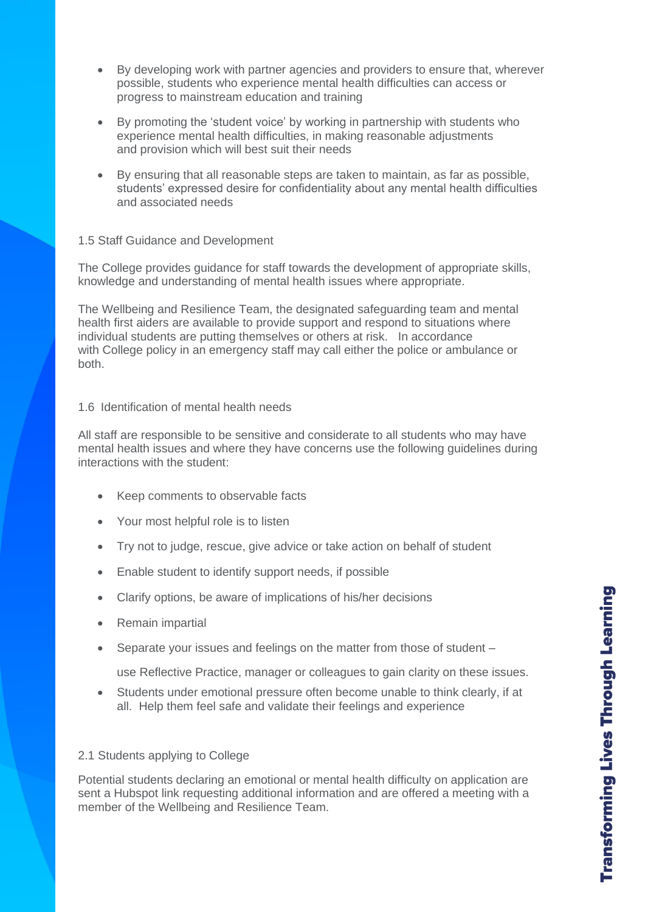- By developing work with partner agencies and providers to ensure that, wherever possible, students who experience mental health difficulties can access or progress to mainstream education and training
- By promoting the 'student voice' by working in partnership with students who experience mental health difficulties, in making reasonable adjustments and provision which will best suit their needs
- By ensuring that all reasonable steps are taken to maintain, as far as possible, students' expressed desire for confidentiality about any mental health difficulties and associated needs

### 1.5 Staff Guidance and Development

The College provides guidance for staff towards the development of appropriate skills, knowledge and understanding of mental health issues where appropriate.

The Wellbeing and Resilience Team, the designated safeguarding team and mental health first aiders are available to provide support and respond to situations where individual students are putting themselves or others at risk. In accordance with College policy in an emergency staff may call either the police or ambulance or both.

### 1.6 Identification of mental health needs

All staff are responsible to be sensitive and considerate to all students who may have mental health issues and where they have concerns use the following guidelines during interactions with the student:

- Keep comments to observable facts
- Your most helpful role is to listen
- Try not to judge, rescue, give advice or take action on behalf of student
- Enable student to identify support needs, if possible
- Clarify options, be aware of implications of his/her decisions
- Remain impartial
- Separate your issues and feelings on the matter from those of student –

  use Reflective Practice, manager or colleagues to gain clarity on these issues.
- Students under emotional pressure often become unable to think clearly, if at all. Help them feel safe and validate their feelings and experience

### 2.1 Students applying to College

Potential students declaring an emotional or mental health difficulty on application are sent a Hubspot link requesting additional information and are offered a meeting with a member of the Wellbeing and Resilience Team.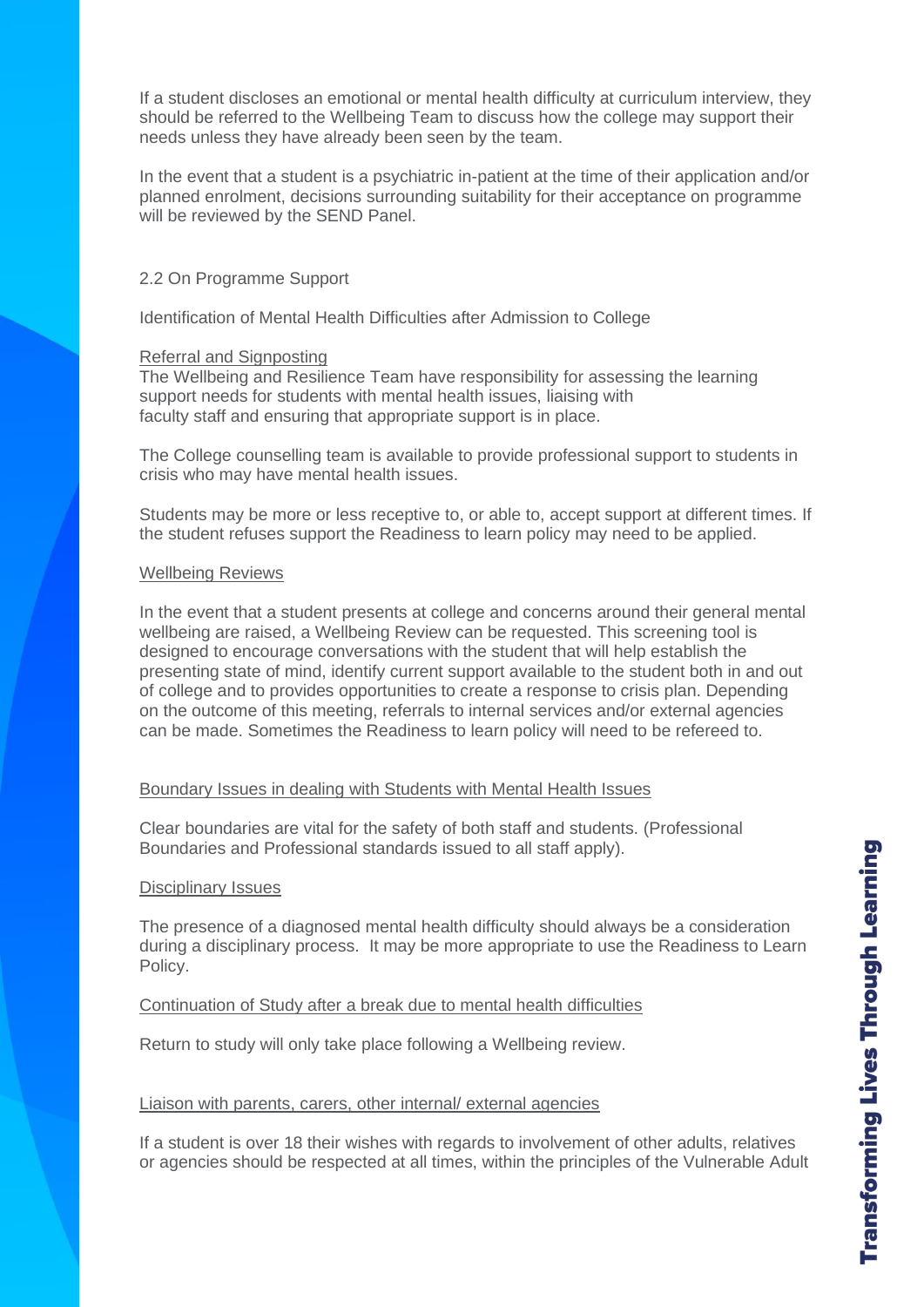If a student discloses an emotional or mental health difficulty at curriculum interview, they should be referred to the Wellbeing Team to discuss how the college may support their needs unless they have already been seen by the team.

In the event that a student is a psychiatric in-patient at the time of their application and/or planned enrolment, decisions surrounding suitability for their acceptance on programme will be reviewed by the SEND Panel.

2.2 On Programme Support

Identification of Mental Health Difficulties after Admission to College

<u>Referral and Signposting</u>
The Wellbeing and Resilience Team have responsibility for assessing the learning support needs for students with mental health issues, liaising with faculty staff and ensuring that appropriate support is in place.

The College counselling team is available to provide professional support to students in crisis who may have mental health issues.

Students may be more or less receptive to, or able to, accept support at different times. If the student refuses support the Readiness to learn policy may need to be applied.

<u>Wellbeing Reviews</u>

In the event that a student presents at college and concerns around their general mental wellbeing are raised, a Wellbeing Review can be requested. This screening tool is designed to encourage conversations with the student that will help establish the presenting state of mind, identify current support available to the student both in and out of college and to provides opportunities to create a response to crisis plan. Depending on the outcome of this meeting, referrals to internal services and/or external agencies can be made. Sometimes the Readiness to learn policy will need to be refereed to.

<u>Boundary Issues in dealing with Students with Mental Health Issues</u>

Clear boundaries are vital for the safety of both staff and students. (Professional Boundaries and Professional standards issued to all staff apply).

<u>Disciplinary Issues</u>

The presence of a diagnosed mental health difficulty should always be a consideration during a disciplinary process. It may be more appropriate to use the Readiness to Learn Policy.

<u>Continuation of Study after a break due to mental health difficulties</u>

Return to study will only take place following a Wellbeing review.

<u>Liaison with parents, carers, other internal/ external agencies</u>

If a student is over 18 their wishes with regards to involvement of other adults, relatives or agencies should be respected at all times, within the principles of the Vulnerable Adult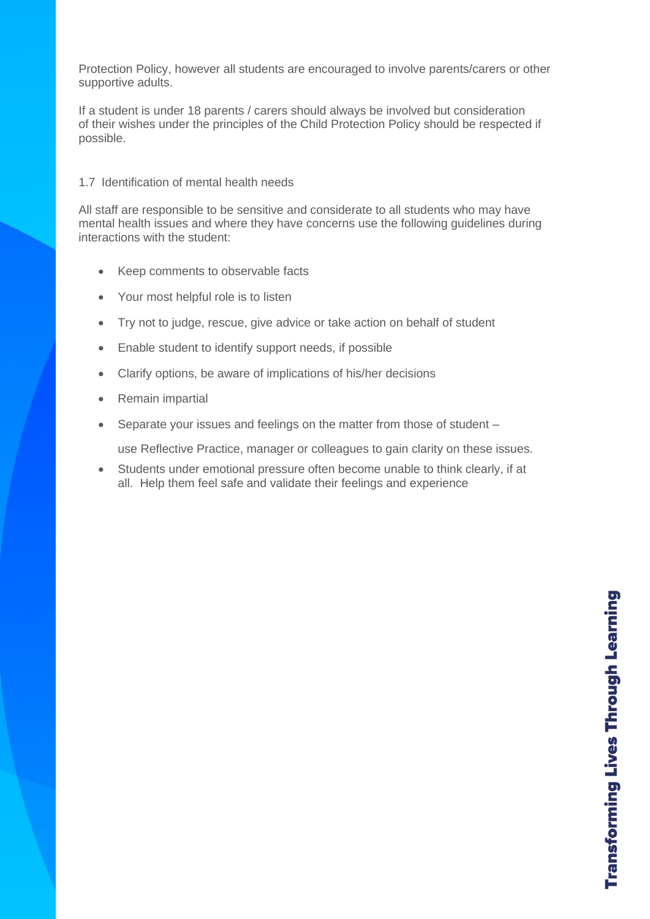Protection Policy, however all students are encouraged to involve parents/carers or other supportive adults.

If a student is under 18 parents / carers should always be involved but consideration of their wishes under the principles of the Child Protection Policy should be respected if possible.

### 1.7 Identification of mental health needs

All staff are responsible to be sensitive and considerate to all students who may have mental health issues and where they have concerns use the following guidelines during interactions with the student:

- Keep comments to observable facts
- Your most helpful role is to listen
- Try not to judge, rescue, give advice or take action on behalf of student
- Enable student to identify support needs, if possible
- Clarify options, be aware of implications of his/her decisions
- Remain impartial
- Separate your issues and feelings on the matter from those of student –

  use Reflective Practice, manager or colleagues to gain clarity on these issues.
- Students under emotional pressure often become unable to think clearly, if at all. Help them feel safe and validate their feelings and experience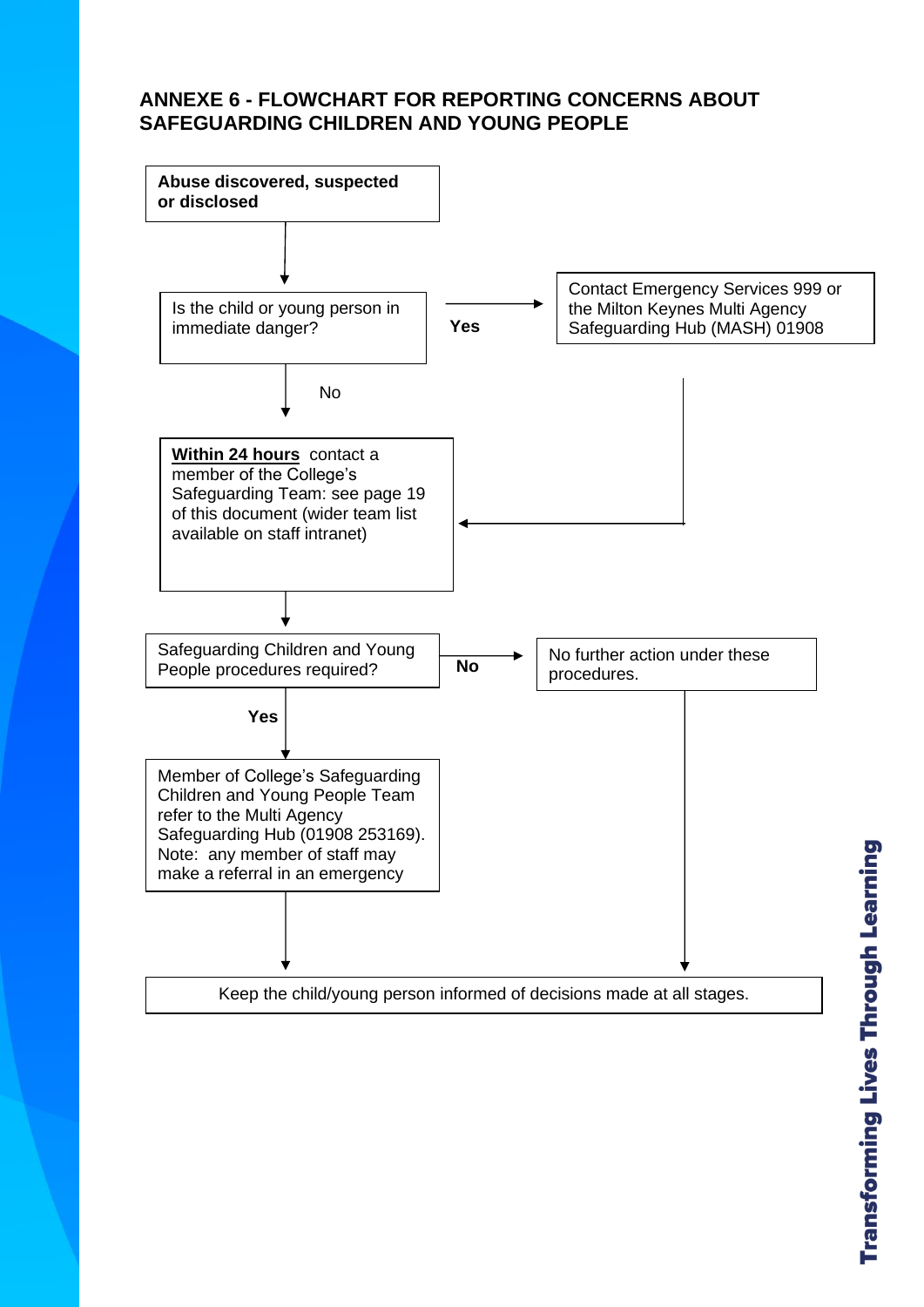## ANNEXE 6 - FLOWCHART FOR REPORTING CONCERNS ABOUT SAFEGUARDING CHILDREN AND YOUNG PEOPLE

**Abuse discovered, suspected or disclosed**

↓

Is the child or young person in immediate danger?

- **Yes** → Contact Emergency Services 999 or the Milton Keynes Multi Agency Safeguarding Hub (MASH) 01908 → (then) Within 24 hours contact a member of the College's Safeguarding Team
- No ↓

**Within 24 hours** contact a member of the College's Safeguarding Team: see page 19 of this document (wider team list available on staff intranet)

↓

Safeguarding Children and Young People procedures required?

- **No** → No further action under these procedures. → Keep the child/young person informed of decisions made at all stages.
- **Yes** ↓

Member of College's Safeguarding Children and Young People Team refer to the Multi Agency Safeguarding Hub (01908 253169). Note: any member of staff may make a referral in an emergency

↓

Keep the child/young person informed of decisions made at all stages.

Transforming Lives Through Learning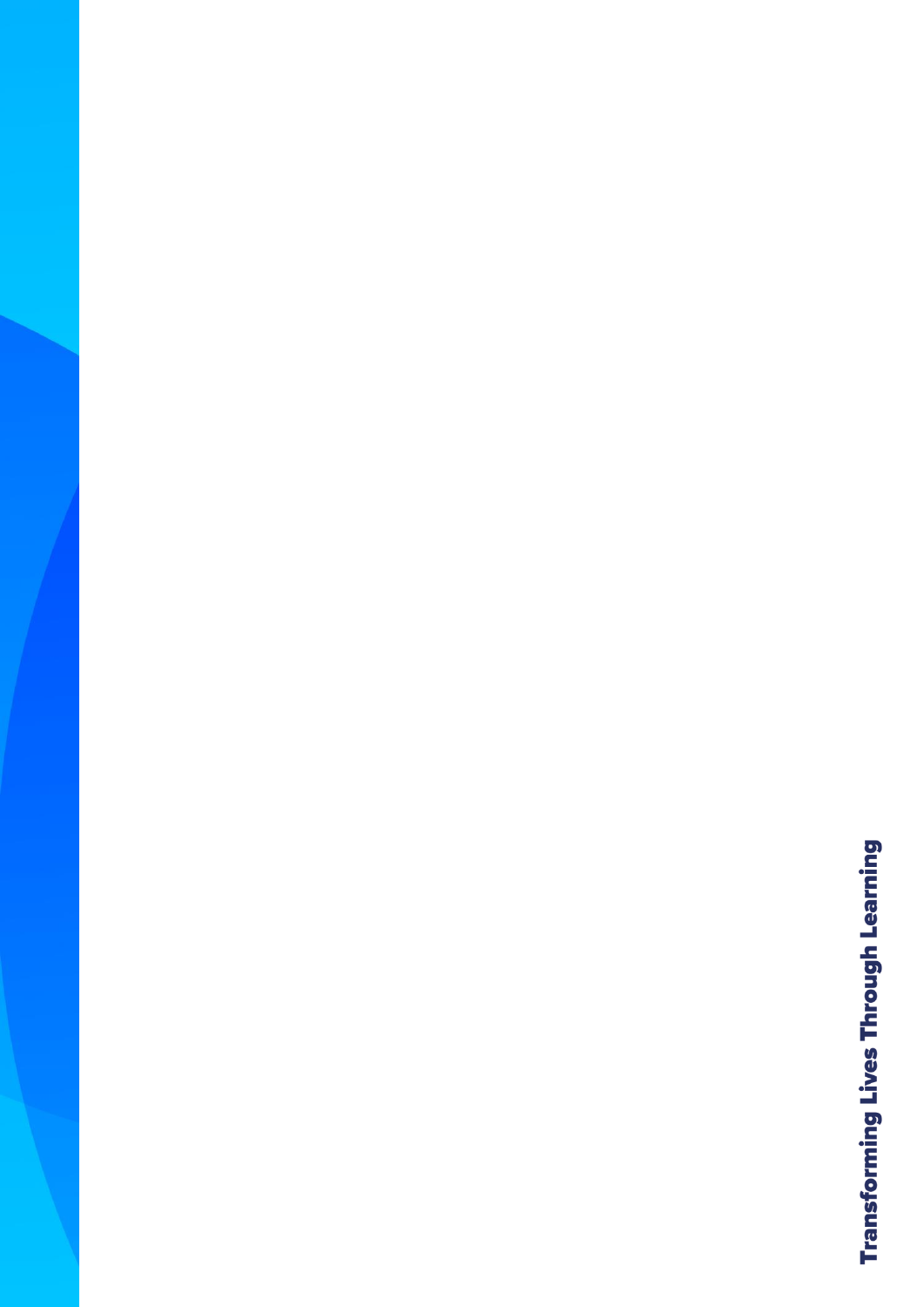**Transforming Lives Through Learning**